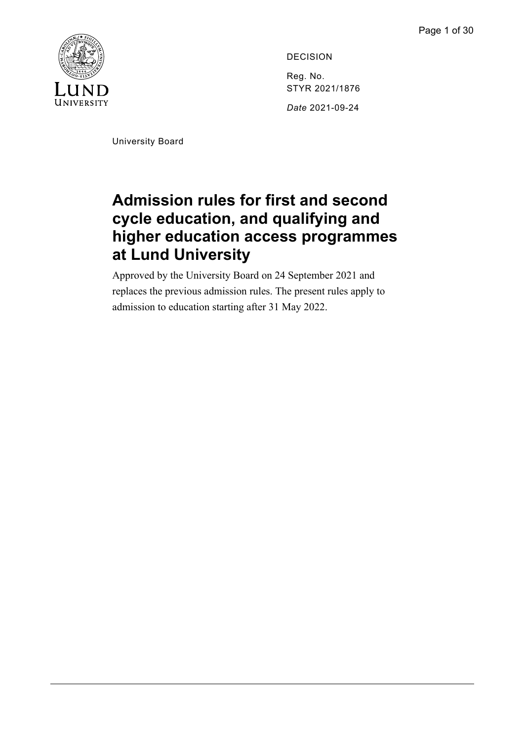DECISION

Reg. No.
STYR 2021/1876

*Date* 2021-09-24

University Board

# Admission rules for first and second cycle education, and qualifying and higher education access programmes at Lund University

Approved by the University Board on 24 September 2021 and replaces the previous admission rules. The present rules apply to admission to education starting after 31 May 2022.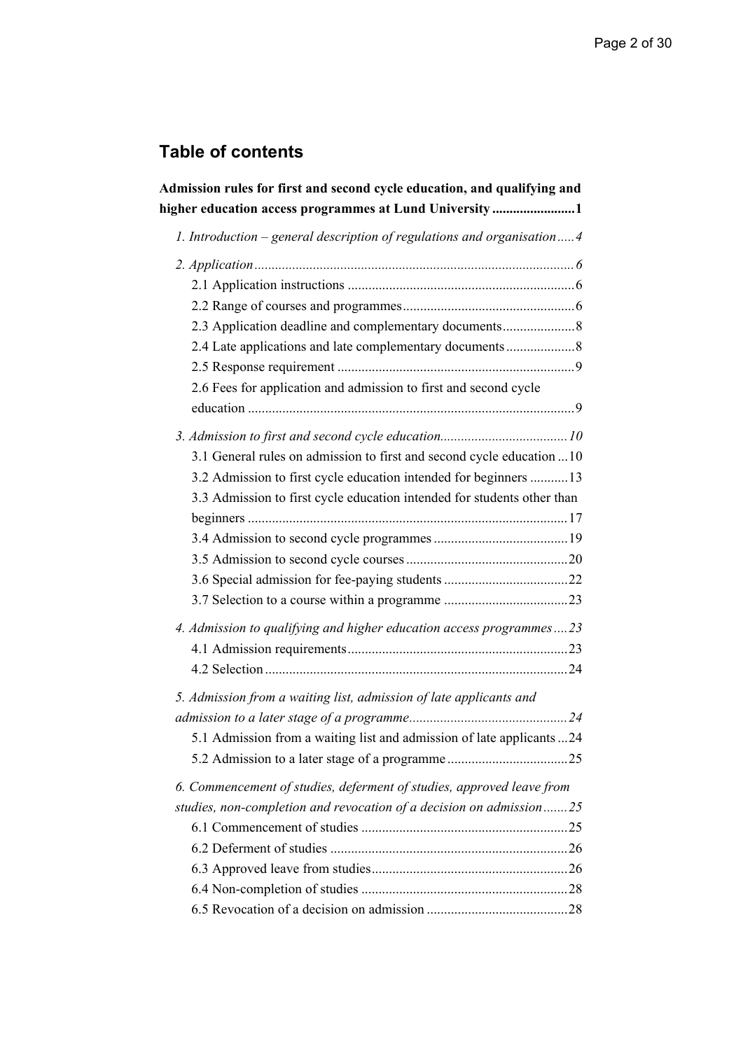## Table of contents

**Admission rules for first and second cycle education, and qualifying and higher education access programmes at Lund University ........................1**

*1. Introduction – general description of regulations and organisation.....4*

*2. Application............................................................................................6*

- 2.1 Application instructions ..................................................................6
- 2.2 Range of courses and programmes..................................................6
- 2.3 Application deadline and complementary documents.....................8
- 2.4 Late applications and late complementary documents....................8
- 2.5 Response requirement .....................................................................9
- 2.6 Fees for application and admission to first and second cycle education ..............................................................................................9

*3. Admission to first and second cycle education.....................................10*

- 3.1 General rules on admission to first and second cycle education ...10
- 3.2 Admission to first cycle education intended for beginners ...........13
- 3.3 Admission to first cycle education intended for students other than beginners ............................................................................................17
- 3.4 Admission to second cycle programmes .......................................19
- 3.5 Admission to second cycle courses ...............................................20
- 3.6 Special admission for fee-paying students ....................................22
- 3.7 Selection to a course within a programme ....................................23

*4. Admission to qualifying and higher education access programmes....23*

- 4.1 Admission requirements................................................................23
- 4.2 Selection........................................................................................24

*5. Admission from a waiting list, admission of late applicants and admission to a later stage of a programme.............................................24*

- 5.1 Admission from a waiting list and admission of late applicants ...24
- 5.2 Admission to a later stage of a programme ...................................25

*6. Commencement of studies, deferment of studies, approved leave from studies, non-completion and revocation of a decision on admission.......25*

- 6.1 Commencement of studies ............................................................25
- 6.2 Deferment of studies .....................................................................26
- 6.3 Approved leave from studies.........................................................26
- 6.4 Non-completion of studies ............................................................28
- 6.5 Revocation of a decision on admission .........................................28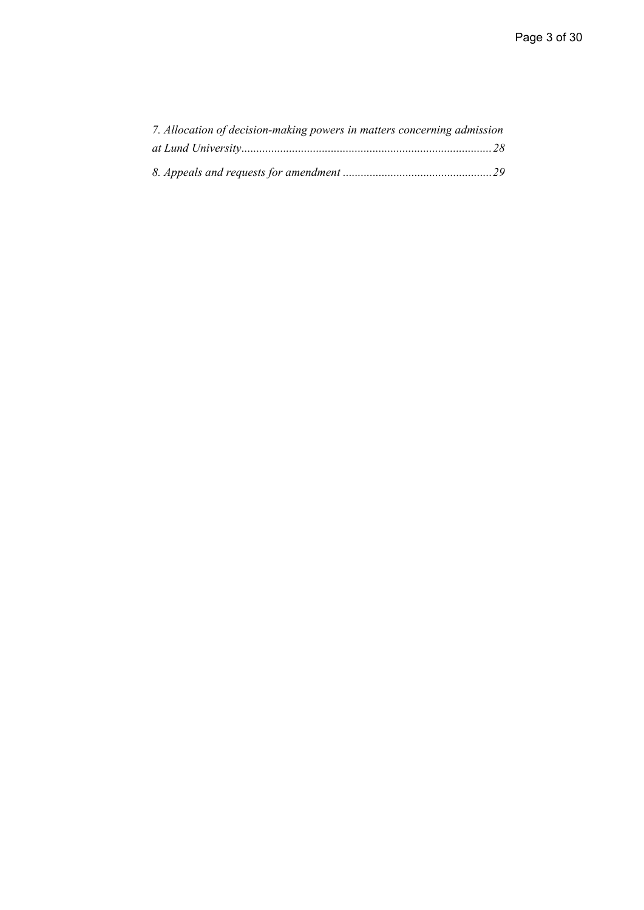*7. Allocation of decision-making powers in matters concerning admission at Lund University.....................................................................................28*

*8. Appeals and requests for amendment ..................................................29*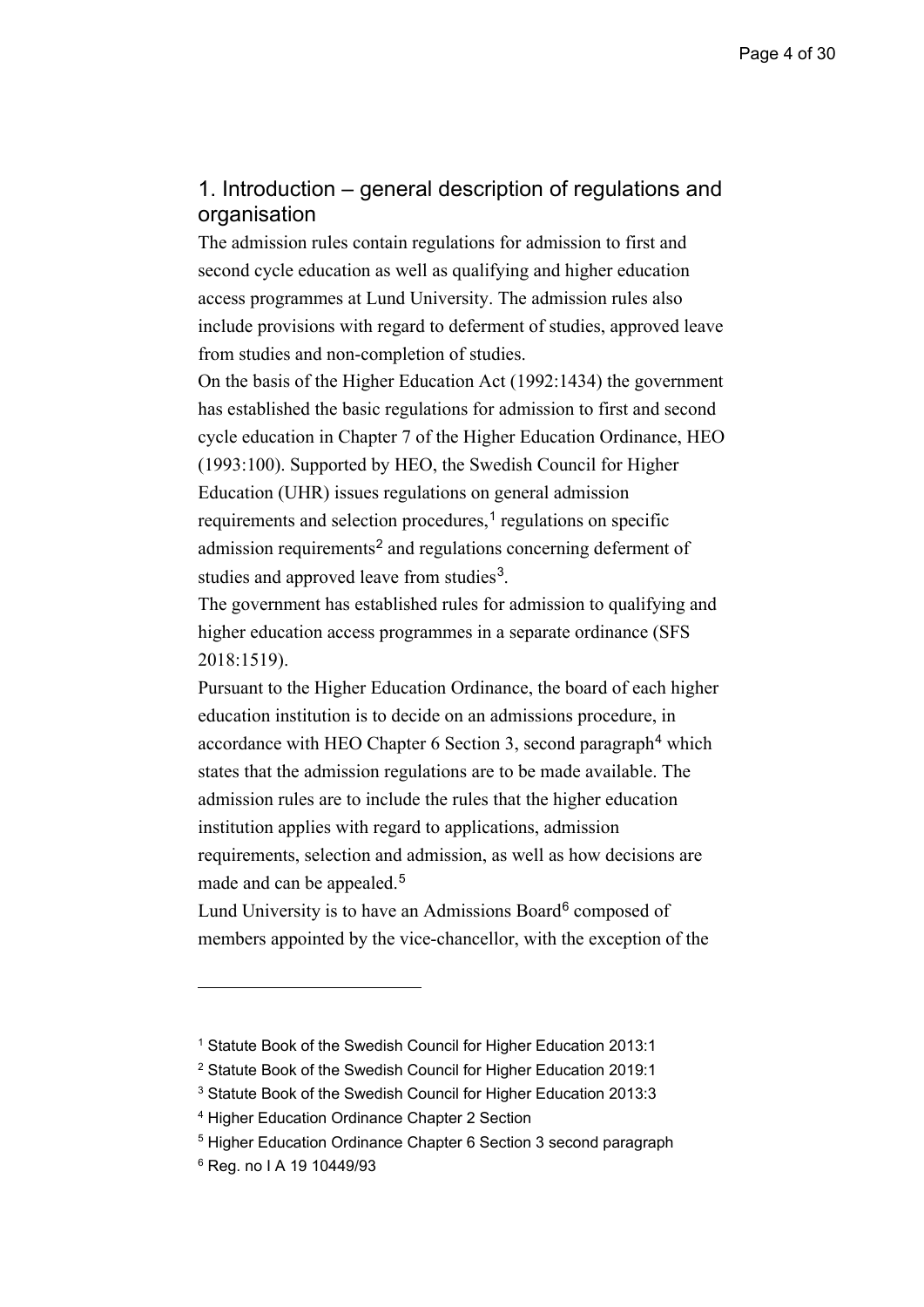## 1. Introduction – general description of regulations and organisation

The admission rules contain regulations for admission to first and second cycle education as well as qualifying and higher education access programmes at Lund University. The admission rules also include provisions with regard to deferment of studies, approved leave from studies and non-completion of studies.

On the basis of the Higher Education Act (1992:1434) the government has established the basic regulations for admission to first and second cycle education in Chapter 7 of the Higher Education Ordinance, HEO (1993:100). Supported by HEO, the Swedish Council for Higher Education (UHR) issues regulations on general admission requirements and selection procedures,[1] regulations on specific admission requirements[2] and regulations concerning deferment of studies and approved leave from studies[3].

The government has established rules for admission to qualifying and higher education access programmes in a separate ordinance (SFS 2018:1519).

Pursuant to the Higher Education Ordinance, the board of each higher education institution is to decide on an admissions procedure, in accordance with HEO Chapter 6 Section 3, second paragraph[4] which states that the admission regulations are to be made available. The admission rules are to include the rules that the higher education institution applies with regard to applications, admission requirements, selection and admission, as well as how decisions are made and can be appealed.[5]

Lund University is to have an Admissions Board[6] composed of members appointed by the vice-chancellor, with the exception of the

---

[1] Statute Book of the Swedish Council for Higher Education 2013:1

[2] Statute Book of the Swedish Council for Higher Education 2019:1

[3] Statute Book of the Swedish Council for Higher Education 2013:3

[4] Higher Education Ordinance Chapter 2 Section

[5] Higher Education Ordinance Chapter 6 Section 3 second paragraph

[6] Reg. no I A 19 10449/93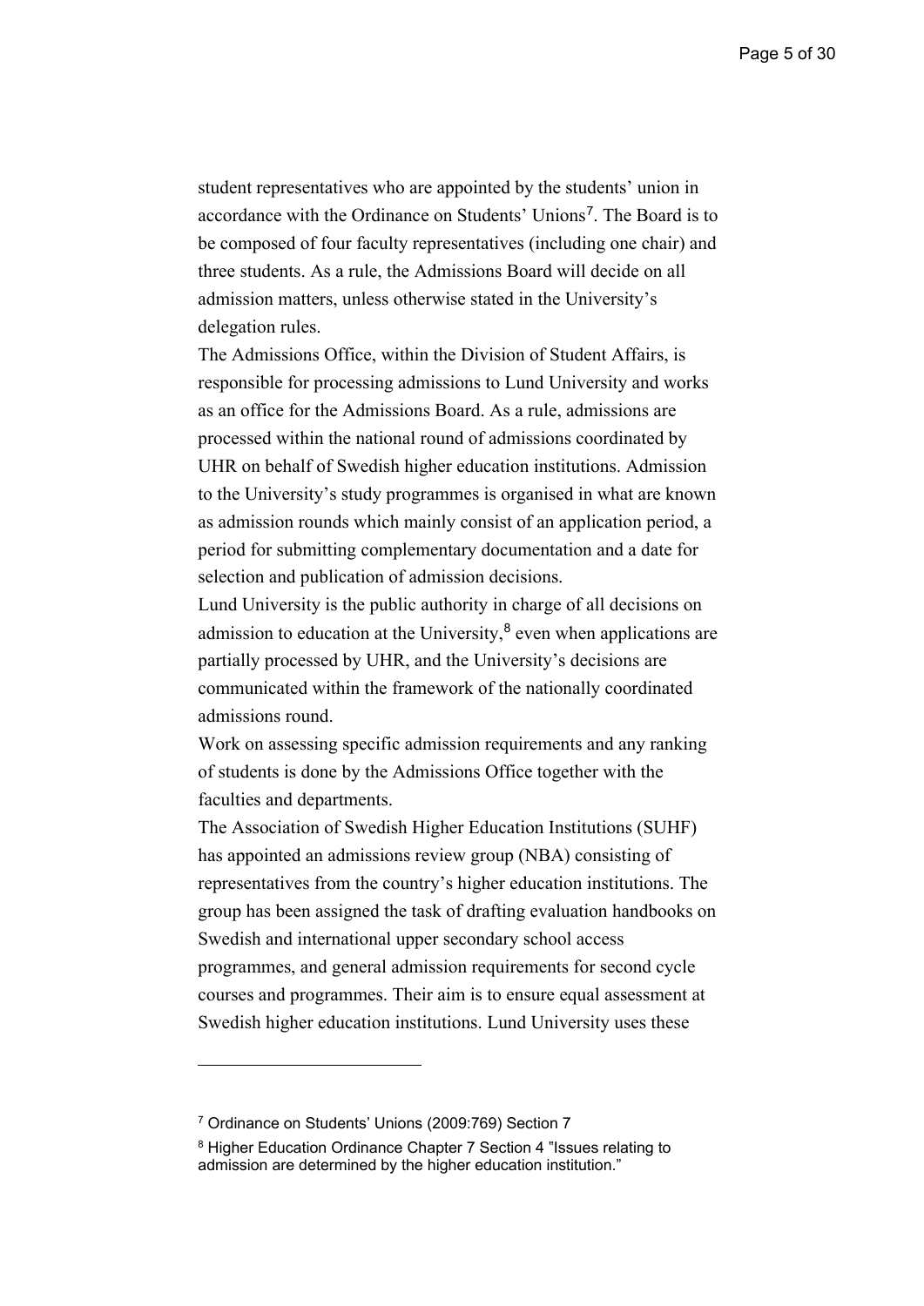student representatives who are appointed by the students' union in accordance with the Ordinance on Students' Unions[7]. The Board is to be composed of four faculty representatives (including one chair) and three students. As a rule, the Admissions Board will decide on all admission matters, unless otherwise stated in the University's delegation rules.

The Admissions Office, within the Division of Student Affairs, is responsible for processing admissions to Lund University and works as an office for the Admissions Board. As a rule, admissions are processed within the national round of admissions coordinated by UHR on behalf of Swedish higher education institutions. Admission to the University's study programmes is organised in what are known as admission rounds which mainly consist of an application period, a period for submitting complementary documentation and a date for selection and publication of admission decisions.

Lund University is the public authority in charge of all decisions on admission to education at the University,[8] even when applications are partially processed by UHR, and the University's decisions are communicated within the framework of the nationally coordinated admissions round.

Work on assessing specific admission requirements and any ranking of students is done by the Admissions Office together with the faculties and departments.

The Association of Swedish Higher Education Institutions (SUHF) has appointed an admissions review group (NBA) consisting of representatives from the country's higher education institutions. The group has been assigned the task of drafting evaluation handbooks on Swedish and international upper secondary school access programmes, and general admission requirements for second cycle courses and programmes. Their aim is to ensure equal assessment at Swedish higher education institutions. Lund University uses these

---

[7] Ordinance on Students' Unions (2009:769) Section 7

[8] Higher Education Ordinance Chapter 7 Section 4 "Issues relating to admission are determined by the higher education institution."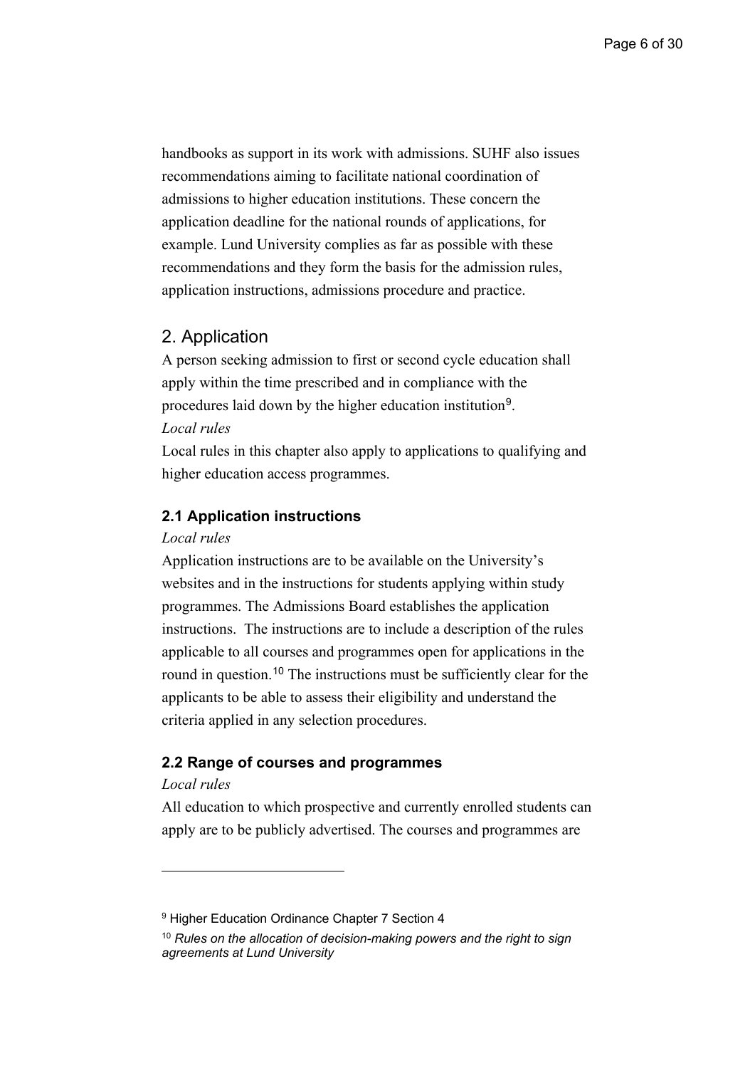handbooks as support in its work with admissions. SUHF also issues recommendations aiming to facilitate national coordination of admissions to higher education institutions. These concern the application deadline for the national rounds of applications, for example. Lund University complies as far as possible with these recommendations and they form the basis for the admission rules, application instructions, admissions procedure and practice.

## 2. Application

A person seeking admission to first or second cycle education shall apply within the time prescribed and in compliance with the procedures laid down by the higher education institution[9].

*Local rules*

Local rules in this chapter also apply to applications to qualifying and higher education access programmes.

### 2.1 Application instructions

*Local rules*

Application instructions are to be available on the University's websites and in the instructions for students applying within study programmes. The Admissions Board establishes the application instructions. The instructions are to include a description of the rules applicable to all courses and programmes open for applications in the round in question.[10] The instructions must be sufficiently clear for the applicants to be able to assess their eligibility and understand the criteria applied in any selection procedures.

### 2.2 Range of courses and programmes

*Local rules*

All education to which prospective and currently enrolled students can apply are to be publicly advertised. The courses and programmes are

---

[9] Higher Education Ordinance Chapter 7 Section 4

[10] *Rules on the allocation of decision-making powers and the right to sign agreements at Lund University*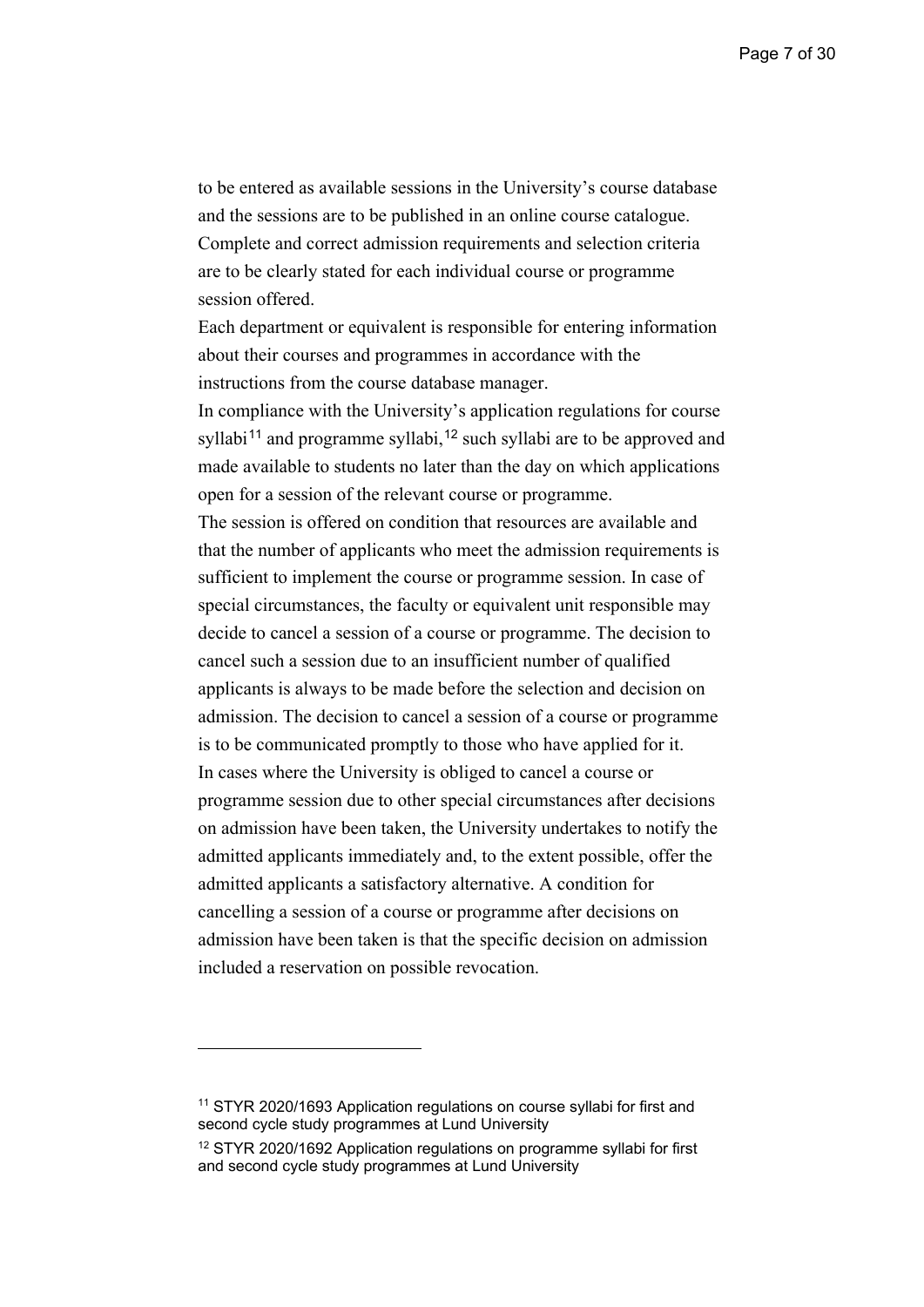to be entered as available sessions in the University's course database and the sessions are to be published in an online course catalogue. Complete and correct admission requirements and selection criteria are to be clearly stated for each individual course or programme session offered.

Each department or equivalent is responsible for entering information about their courses and programmes in accordance with the instructions from the course database manager.

In compliance with the University's application regulations for course syllabi[11] and programme syllabi,[12] such syllabi are to be approved and made available to students no later than the day on which applications open for a session of the relevant course or programme.

The session is offered on condition that resources are available and that the number of applicants who meet the admission requirements is sufficient to implement the course or programme session. In case of special circumstances, the faculty or equivalent unit responsible may decide to cancel a session of a course or programme. The decision to cancel such a session due to an insufficient number of qualified applicants is always to be made before the selection and decision on admission. The decision to cancel a session of a course or programme is to be communicated promptly to those who have applied for it.

In cases where the University is obliged to cancel a course or programme session due to other special circumstances after decisions on admission have been taken, the University undertakes to notify the admitted applicants immediately and, to the extent possible, offer the admitted applicants a satisfactory alternative. A condition for cancelling a session of a course or programme after decisions on admission have been taken is that the specific decision on admission included a reservation on possible revocation.

---

[11] STYR 2020/1693 Application regulations on course syllabi for first and second cycle study programmes at Lund University

[12] STYR 2020/1692 Application regulations on programme syllabi for first and second cycle study programmes at Lund University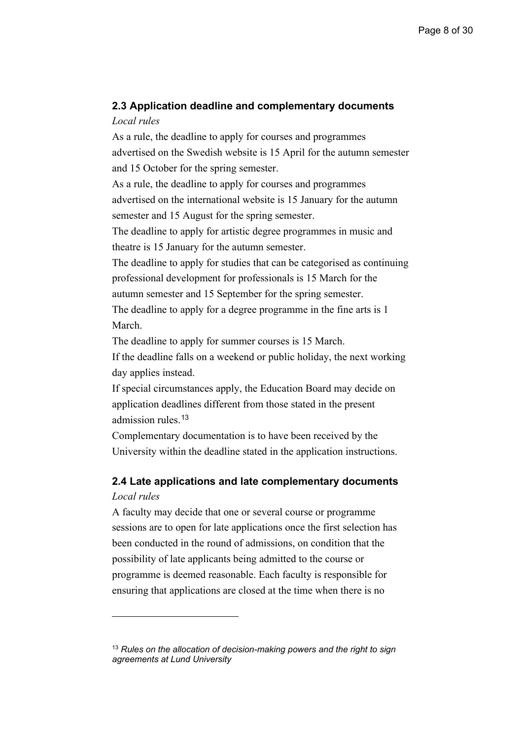### 2.3 Application deadline and complementary documents

*Local rules*

As a rule, the deadline to apply for courses and programmes advertised on the Swedish website is 15 April for the autumn semester and 15 October for the spring semester.

As a rule, the deadline to apply for courses and programmes advertised on the international website is 15 January for the autumn semester and 15 August for the spring semester.

The deadline to apply for artistic degree programmes in music and theatre is 15 January for the autumn semester.

The deadline to apply for studies that can be categorised as continuing professional development for professionals is 15 March for the autumn semester and 15 September for the spring semester.

The deadline to apply for a degree programme in the fine arts is 1 March.

The deadline to apply for summer courses is 15 March.

If the deadline falls on a weekend or public holiday, the next working day applies instead.

If special circumstances apply, the Education Board may decide on application deadlines different from those stated in the present admission rules.[13]

Complementary documentation is to have been received by the University within the deadline stated in the application instructions.

### 2.4 Late applications and late complementary documents

*Local rules*

A faculty may decide that one or several course or programme sessions are to open for late applications once the first selection has been conducted in the round of admissions, on condition that the possibility of late applicants being admitted to the course or programme is deemed reasonable. Each faculty is responsible for ensuring that applications are closed at the time when there is no

---

[13] *Rules on the allocation of decision-making powers and the right to sign agreements at Lund University*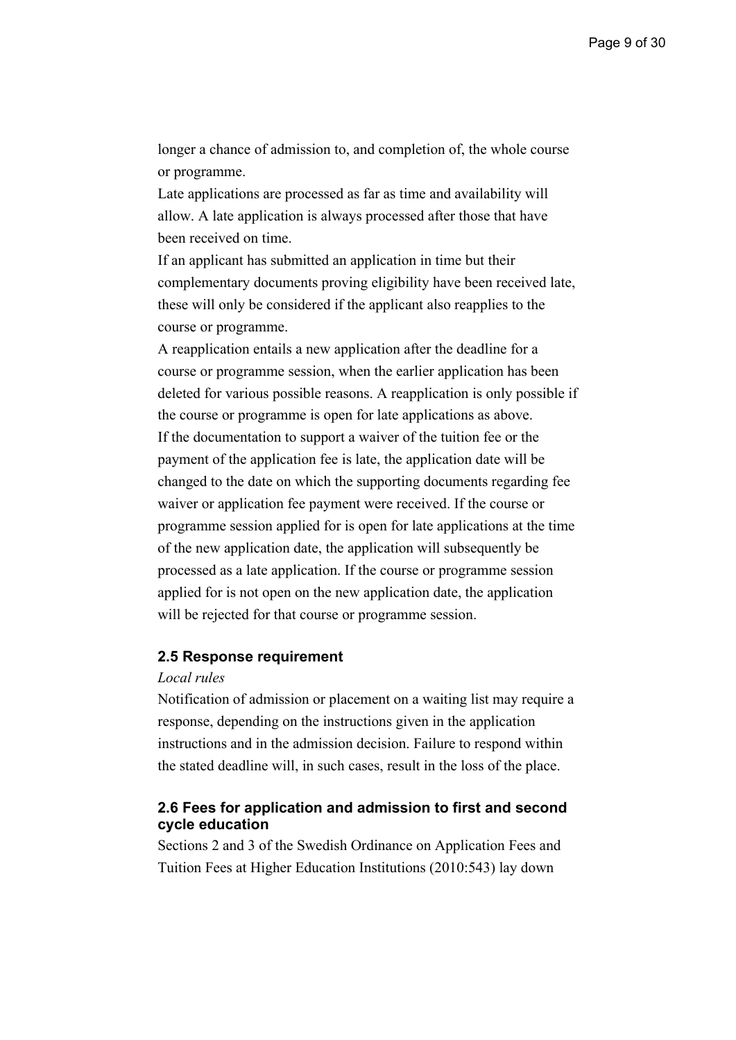longer a chance of admission to, and completion of, the whole course or programme.

Late applications are processed as far as time and availability will allow. A late application is always processed after those that have been received on time.

If an applicant has submitted an application in time but their complementary documents proving eligibility have been received late, these will only be considered if the applicant also reapplies to the course or programme.

A reapplication entails a new application after the deadline for a course or programme session, when the earlier application has been deleted for various possible reasons. A reapplication is only possible if the course or programme is open for late applications as above.

If the documentation to support a waiver of the tuition fee or the payment of the application fee is late, the application date will be changed to the date on which the supporting documents regarding fee waiver or application fee payment were received. If the course or programme session applied for is open for late applications at the time of the new application date, the application will subsequently be processed as a late application. If the course or programme session applied for is not open on the new application date, the application will be rejected for that course or programme session.

### 2.5 Response requirement

*Local rules*

Notification of admission or placement on a waiting list may require a response, depending on the instructions given in the application instructions and in the admission decision. Failure to respond within the stated deadline will, in such cases, result in the loss of the place.

### 2.6 Fees for application and admission to first and second cycle education

Sections 2 and 3 of the Swedish Ordinance on Application Fees and Tuition Fees at Higher Education Institutions (2010:543) lay down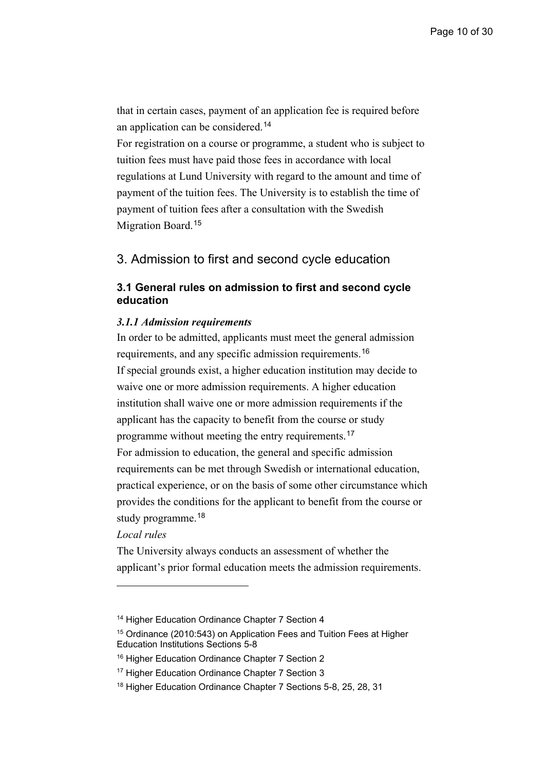that in certain cases, payment of an application fee is required before an application can be considered.[14]

For registration on a course or programme, a student who is subject to tuition fees must have paid those fees in accordance with local regulations at Lund University with regard to the amount and time of payment of the tuition fees. The University is to establish the time of payment of tuition fees after a consultation with the Swedish Migration Board.[15]

## 3. Admission to first and second cycle education

### 3.1 General rules on admission to first and second cycle education

#### *3.1.1 Admission requirements*

In order to be admitted, applicants must meet the general admission requirements, and any specific admission requirements.[16]

If special grounds exist, a higher education institution may decide to waive one or more admission requirements. A higher education institution shall waive one or more admission requirements if the applicant has the capacity to benefit from the course or study programme without meeting the entry requirements.[17]

For admission to education, the general and specific admission requirements can be met through Swedish or international education, practical experience, or on the basis of some other circumstance which provides the conditions for the applicant to benefit from the course or study programme.[18]

*Local rules*

The University always conducts an assessment of whether the applicant's prior formal education meets the admission requirements.

---

[14] Higher Education Ordinance Chapter 7 Section 4

[15] Ordinance (2010:543) on Application Fees and Tuition Fees at Higher Education Institutions Sections 5-8

[16] Higher Education Ordinance Chapter 7 Section 2

[17] Higher Education Ordinance Chapter 7 Section 3

[18] Higher Education Ordinance Chapter 7 Sections 5-8, 25, 28, 31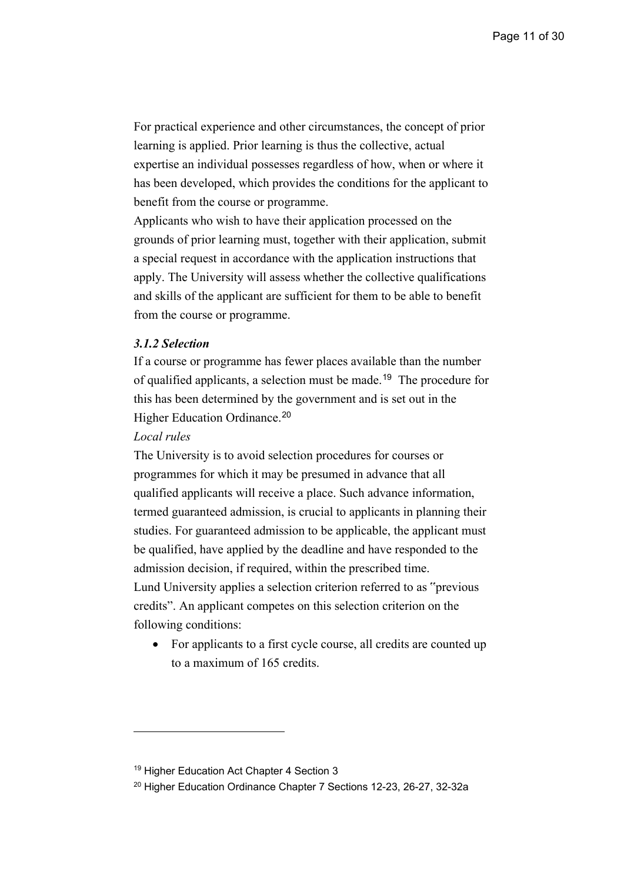For practical experience and other circumstances, the concept of prior learning is applied. Prior learning is thus the collective, actual expertise an individual possesses regardless of how, when or where it has been developed, which provides the conditions for the applicant to benefit from the course or programme.

Applicants who wish to have their application processed on the grounds of prior learning must, together with their application, submit a special request in accordance with the application instructions that apply. The University will assess whether the collective qualifications and skills of the applicant are sufficient for them to be able to benefit from the course or programme.

#### *3.1.2 Selection*

If a course or programme has fewer places available than the number of qualified applicants, a selection must be made.[19] The procedure for this has been determined by the government and is set out in the Higher Education Ordinance.[20]

*Local rules*

The University is to avoid selection procedures for courses or programmes for which it may be presumed in advance that all qualified applicants will receive a place. Such advance information, termed guaranteed admission, is crucial to applicants in planning their studies. For guaranteed admission to be applicable, the applicant must be qualified, have applied by the deadline and have responded to the admission decision, if required, within the prescribed time.

Lund University applies a selection criterion referred to as "previous credits". An applicant competes on this selection criterion on the following conditions:

- For applicants to a first cycle course, all credits are counted up to a maximum of 165 credits.

---

[19] Higher Education Act Chapter 4 Section 3

[20] Higher Education Ordinance Chapter 7 Sections 12-23, 26-27, 32-32a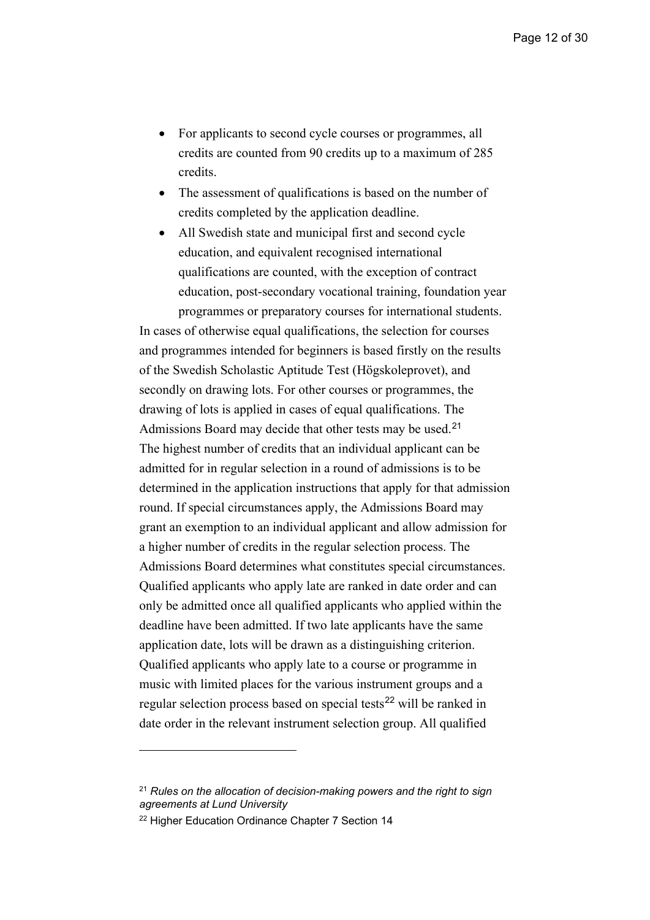- For applicants to second cycle courses or programmes, all credits are counted from 90 credits up to a maximum of 285 credits.
- The assessment of qualifications is based on the number of credits completed by the application deadline.
- All Swedish state and municipal first and second cycle education, and equivalent recognised international qualifications are counted, with the exception of contract education, post-secondary vocational training, foundation year programmes or preparatory courses for international students.

In cases of otherwise equal qualifications, the selection for courses and programmes intended for beginners is based firstly on the results of the Swedish Scholastic Aptitude Test (Högskoleprovet), and secondly on drawing lots. For other courses or programmes, the drawing of lots is applied in cases of equal qualifications. The Admissions Board may decide that other tests may be used.[21]

The highest number of credits that an individual applicant can be admitted for in regular selection in a round of admissions is to be determined in the application instructions that apply for that admission round. If special circumstances apply, the Admissions Board may grant an exemption to an individual applicant and allow admission for a higher number of credits in the regular selection process. The Admissions Board determines what constitutes special circumstances.

Qualified applicants who apply late are ranked in date order and can only be admitted once all qualified applicants who applied within the deadline have been admitted. If two late applicants have the same application date, lots will be drawn as a distinguishing criterion. Qualified applicants who apply late to a course or programme in music with limited places for the various instrument groups and a regular selection process based on special tests[22] will be ranked in date order in the relevant instrument selection group. All qualified

---

[21] *Rules on the allocation of decision-making powers and the right to sign agreements at Lund University*

[22] Higher Education Ordinance Chapter 7 Section 14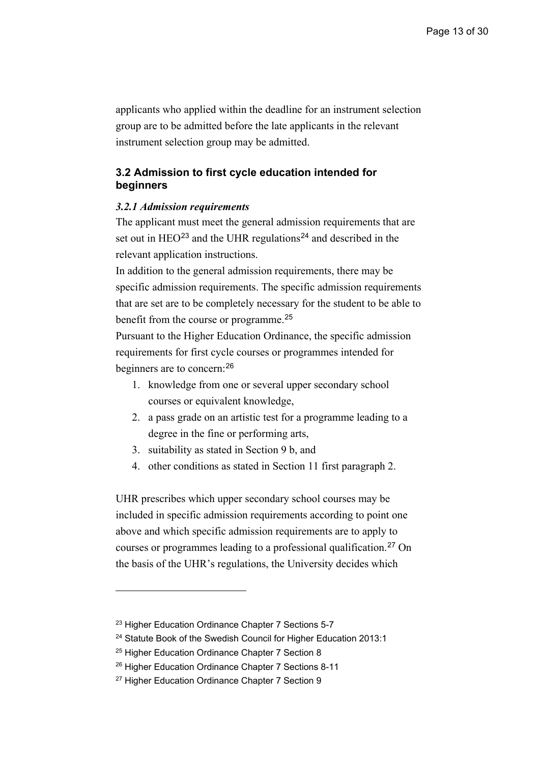applicants who applied within the deadline for an instrument selection group are to be admitted before the late applicants in the relevant instrument selection group may be admitted.

### 3.2 Admission to first cycle education intended for beginners

#### *3.2.1 Admission requirements*

The applicant must meet the general admission requirements that are set out in HEO[23] and the UHR regulations[24] and described in the relevant application instructions.

In addition to the general admission requirements, there may be specific admission requirements. The specific admission requirements that are set are to be completely necessary for the student to be able to benefit from the course or programme.[25]

Pursuant to the Higher Education Ordinance, the specific admission requirements for first cycle courses or programmes intended for beginners are to concern:[26]

1. knowledge from one or several upper secondary school courses or equivalent knowledge,
2. a pass grade on an artistic test for a programme leading to a degree in the fine or performing arts,
3. suitability as stated in Section 9 b, and
4. other conditions as stated in Section 11 first paragraph 2.

UHR prescribes which upper secondary school courses may be included in specific admission requirements according to point one above and which specific admission requirements are to apply to courses or programmes leading to a professional qualification.[27] On the basis of the UHR's regulations, the University decides which

---

[23] Higher Education Ordinance Chapter 7 Sections 5-7

[24] Statute Book of the Swedish Council for Higher Education 2013:1

[25] Higher Education Ordinance Chapter 7 Section 8

[26] Higher Education Ordinance Chapter 7 Sections 8-11

[27] Higher Education Ordinance Chapter 7 Section 9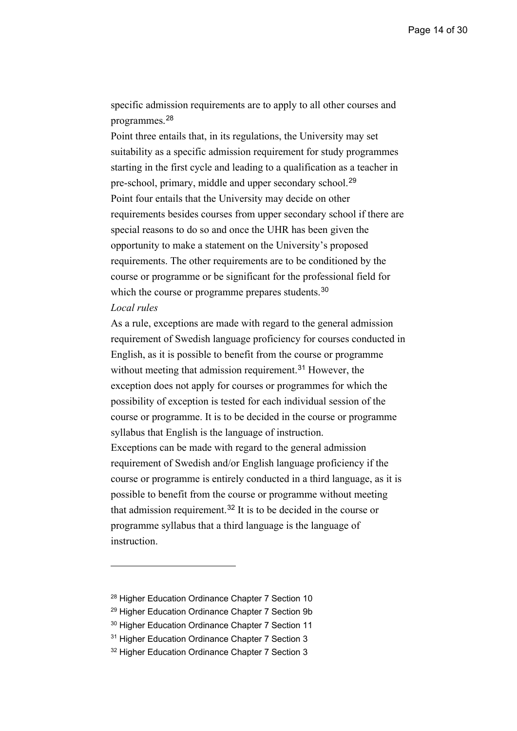specific admission requirements are to apply to all other courses and programmes.[28]

Point three entails that, in its regulations, the University may set suitability as a specific admission requirement for study programmes starting in the first cycle and leading to a qualification as a teacher in pre-school, primary, middle and upper secondary school.[29]

Point four entails that the University may decide on other requirements besides courses from upper secondary school if there are special reasons to do so and once the UHR has been given the opportunity to make a statement on the University's proposed requirements. The other requirements are to be conditioned by the course or programme or be significant for the professional field for which the course or programme prepares students.[30]

*Local rules*

As a rule, exceptions are made with regard to the general admission requirement of Swedish language proficiency for courses conducted in English, as it is possible to benefit from the course or programme without meeting that admission requirement.[31] However, the exception does not apply for courses or programmes for which the possibility of exception is tested for each individual session of the course or programme. It is to be decided in the course or programme syllabus that English is the language of instruction.

Exceptions can be made with regard to the general admission requirement of Swedish and/or English language proficiency if the course or programme is entirely conducted in a third language, as it is possible to benefit from the course or programme without meeting that admission requirement.[32] It is to be decided in the course or programme syllabus that a third language is the language of instruction.

---

[28] Higher Education Ordinance Chapter 7 Section 10

[29] Higher Education Ordinance Chapter 7 Section 9b

[30] Higher Education Ordinance Chapter 7 Section 11

[31] Higher Education Ordinance Chapter 7 Section 3

[32] Higher Education Ordinance Chapter 7 Section 3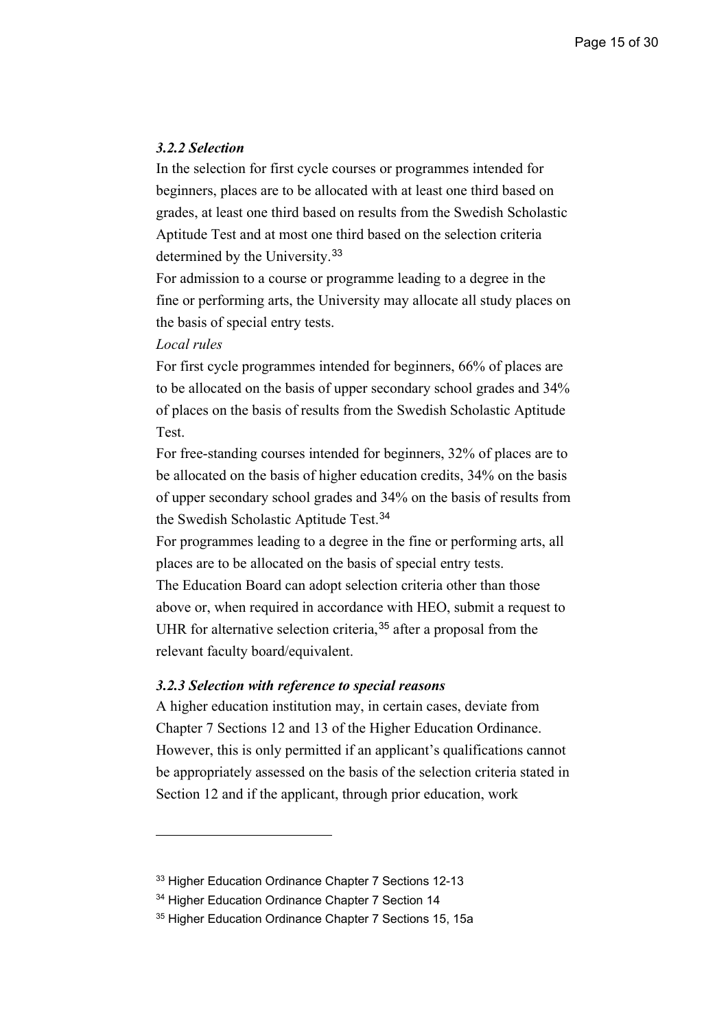### *3.2.2 Selection*

In the selection for first cycle courses or programmes intended for beginners, places are to be allocated with at least one third based on grades, at least one third based on results from the Swedish Scholastic Aptitude Test and at most one third based on the selection criteria determined by the University.[33]

For admission to a course or programme leading to a degree in the fine or performing arts, the University may allocate all study places on the basis of special entry tests.

*Local rules*

For first cycle programmes intended for beginners, 66% of places are to be allocated on the basis of upper secondary school grades and 34% of places on the basis of results from the Swedish Scholastic Aptitude Test.

For free-standing courses intended for beginners, 32% of places are to be allocated on the basis of higher education credits, 34% on the basis of upper secondary school grades and 34% on the basis of results from the Swedish Scholastic Aptitude Test.[34]

For programmes leading to a degree in the fine or performing arts, all places are to be allocated on the basis of special entry tests.

The Education Board can adopt selection criteria other than those above or, when required in accordance with HEO, submit a request to UHR for alternative selection criteria,[35] after a proposal from the relevant faculty board/equivalent.

### *3.2.3 Selection with reference to special reasons*

A higher education institution may, in certain cases, deviate from Chapter 7 Sections 12 and 13 of the Higher Education Ordinance. However, this is only permitted if an applicant's qualifications cannot be appropriately assessed on the basis of the selection criteria stated in Section 12 and if the applicant, through prior education, work

---

[33] Higher Education Ordinance Chapter 7 Sections 12-13

[34] Higher Education Ordinance Chapter 7 Section 14

[35] Higher Education Ordinance Chapter 7 Sections 15, 15a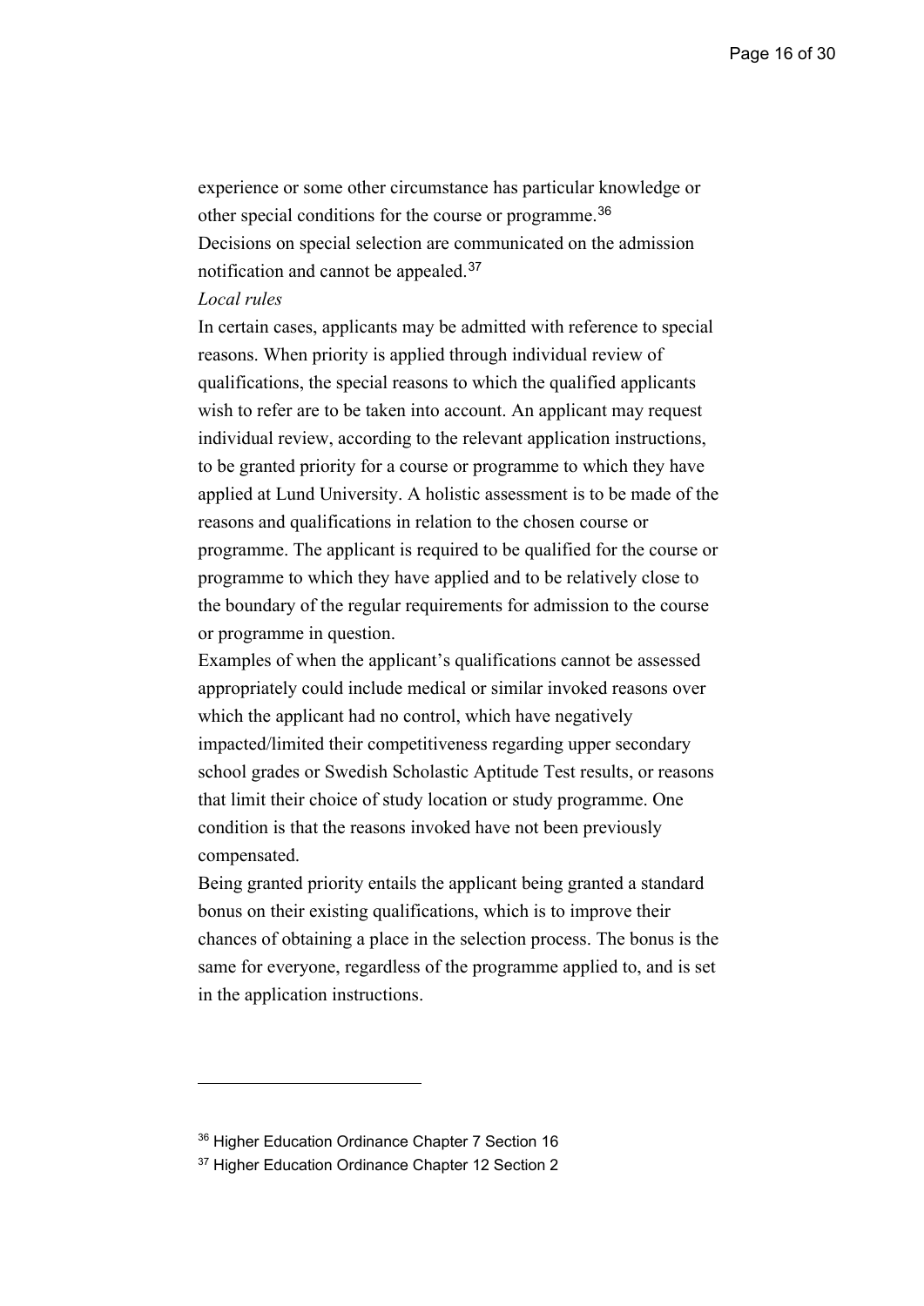experience or some other circumstance has particular knowledge or other special conditions for the course or programme.[36]

Decisions on special selection are communicated on the admission notification and cannot be appealed.[37]

*Local rules*

In certain cases, applicants may be admitted with reference to special reasons. When priority is applied through individual review of qualifications, the special reasons to which the qualified applicants wish to refer are to be taken into account. An applicant may request individual review, according to the relevant application instructions, to be granted priority for a course or programme to which they have applied at Lund University. A holistic assessment is to be made of the reasons and qualifications in relation to the chosen course or programme. The applicant is required to be qualified for the course or programme to which they have applied and to be relatively close to the boundary of the regular requirements for admission to the course or programme in question.

Examples of when the applicant's qualifications cannot be assessed appropriately could include medical or similar invoked reasons over which the applicant had no control, which have negatively impacted/limited their competitiveness regarding upper secondary school grades or Swedish Scholastic Aptitude Test results, or reasons that limit their choice of study location or study programme. One condition is that the reasons invoked have not been previously compensated.

Being granted priority entails the applicant being granted a standard bonus on their existing qualifications, which is to improve their chances of obtaining a place in the selection process. The bonus is the same for everyone, regardless of the programme applied to, and is set in the application instructions.

---

[36] Higher Education Ordinance Chapter 7 Section 16

[37] Higher Education Ordinance Chapter 12 Section 2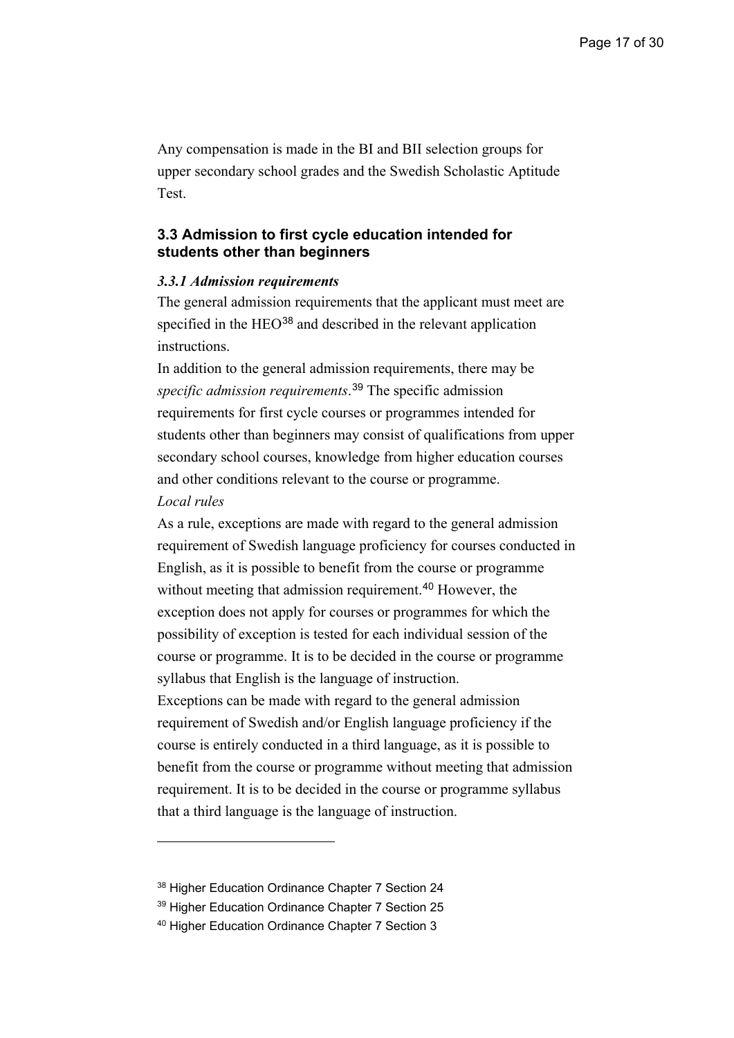Any compensation is made in the BI and BII selection groups for upper secondary school grades and the Swedish Scholastic Aptitude Test.

### 3.3 Admission to first cycle education intended for students other than beginners

#### *3.3.1 Admission requirements*

The general admission requirements that the applicant must meet are specified in the HEO[38] and described in the relevant application instructions.

In addition to the general admission requirements, there may be *specific admission requirements*.[39] The specific admission requirements for first cycle courses or programmes intended for students other than beginners may consist of qualifications from upper secondary school courses, knowledge from higher education courses and other conditions relevant to the course or programme.

*Local rules*

As a rule, exceptions are made with regard to the general admission requirement of Swedish language proficiency for courses conducted in English, as it is possible to benefit from the course or programme without meeting that admission requirement.[40] However, the exception does not apply for courses or programmes for which the possibility of exception is tested for each individual session of the course or programme. It is to be decided in the course or programme syllabus that English is the language of instruction.

Exceptions can be made with regard to the general admission requirement of Swedish and/or English language proficiency if the course is entirely conducted in a third language, as it is possible to benefit from the course or programme without meeting that admission requirement. It is to be decided in the course or programme syllabus that a third language is the language of instruction.

---

[38] Higher Education Ordinance Chapter 7 Section 24

[39] Higher Education Ordinance Chapter 7 Section 25

[40] Higher Education Ordinance Chapter 7 Section 3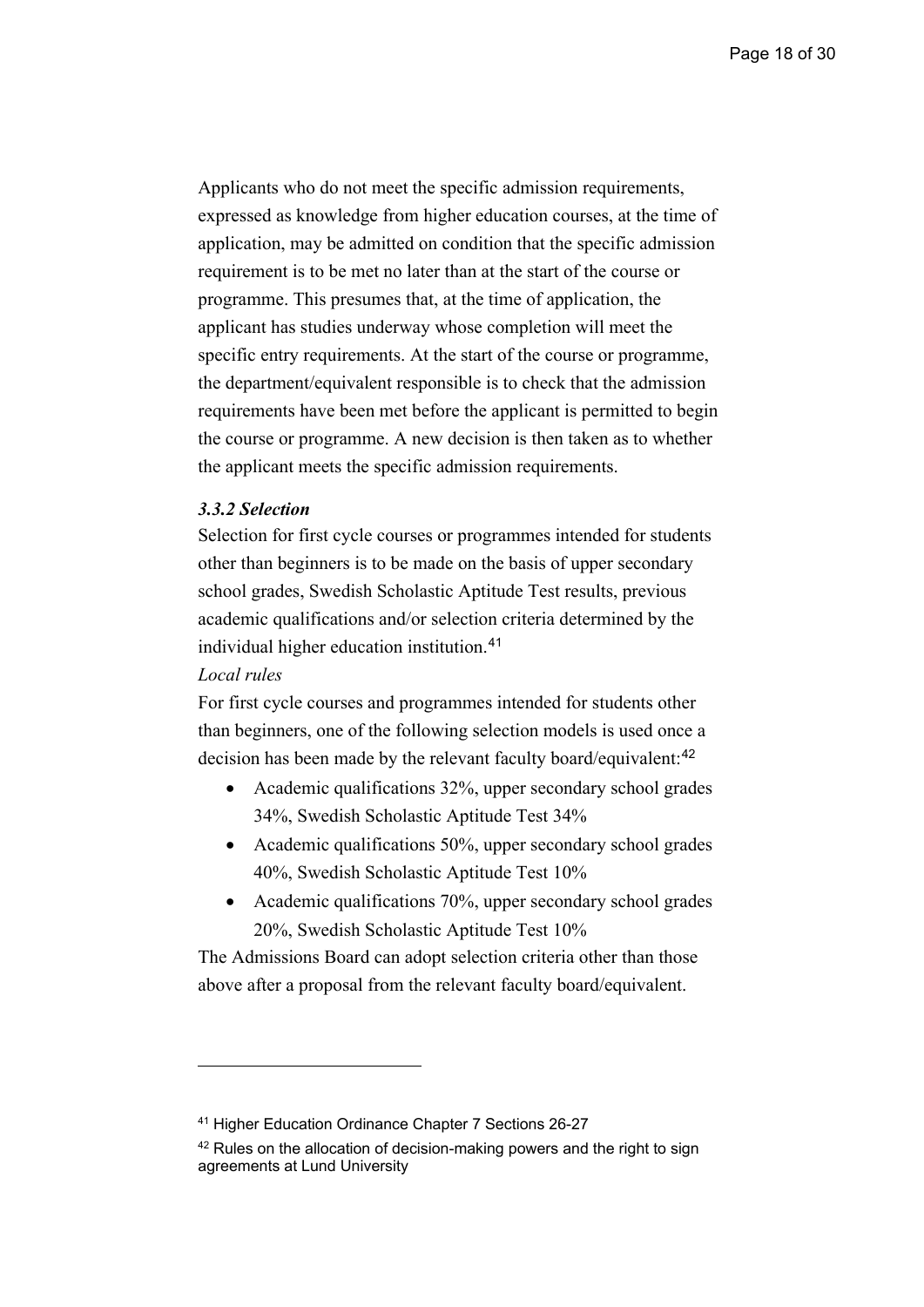Applicants who do not meet the specific admission requirements, expressed as knowledge from higher education courses, at the time of application, may be admitted on condition that the specific admission requirement is to be met no later than at the start of the course or programme. This presumes that, at the time of application, the applicant has studies underway whose completion will meet the specific entry requirements. At the start of the course or programme, the department/equivalent responsible is to check that the admission requirements have been met before the applicant is permitted to begin the course or programme. A new decision is then taken as to whether the applicant meets the specific admission requirements.

### *3.3.2 Selection*

Selection for first cycle courses or programmes intended for students other than beginners is to be made on the basis of upper secondary school grades, Swedish Scholastic Aptitude Test results, previous academic qualifications and/or selection criteria determined by the individual higher education institution.[41]

*Local rules*

For first cycle courses and programmes intended for students other than beginners, one of the following selection models is used once a decision has been made by the relevant faculty board/equivalent:[42]

- Academic qualifications 32%, upper secondary school grades 34%, Swedish Scholastic Aptitude Test 34%
- Academic qualifications 50%, upper secondary school grades 40%, Swedish Scholastic Aptitude Test 10%
- Academic qualifications 70%, upper secondary school grades 20%, Swedish Scholastic Aptitude Test 10%

The Admissions Board can adopt selection criteria other than those above after a proposal from the relevant faculty board/equivalent.

---

[41] Higher Education Ordinance Chapter 7 Sections 26-27

[42] Rules on the allocation of decision-making powers and the right to sign agreements at Lund University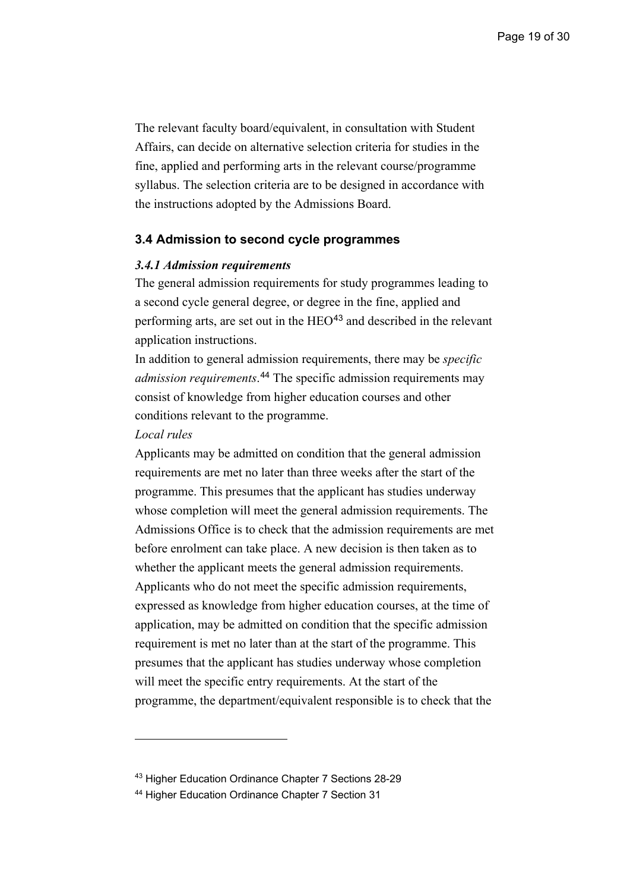The relevant faculty board/equivalent, in consultation with Student Affairs, can decide on alternative selection criteria for studies in the fine, applied and performing arts in the relevant course/programme syllabus. The selection criteria are to be designed in accordance with the instructions adopted by the Admissions Board.

### 3.4 Admission to second cycle programmes

#### *3.4.1 Admission requirements*

The general admission requirements for study programmes leading to a second cycle general degree, or degree in the fine, applied and performing arts, are set out in the HEO[43] and described in the relevant application instructions.

In addition to general admission requirements, there may be *specific admission requirements*.[44] The specific admission requirements may consist of knowledge from higher education courses and other conditions relevant to the programme.

*Local rules*

Applicants may be admitted on condition that the general admission requirements are met no later than three weeks after the start of the programme. This presumes that the applicant has studies underway whose completion will meet the general admission requirements. The Admissions Office is to check that the admission requirements are met before enrolment can take place. A new decision is then taken as to whether the applicant meets the general admission requirements.

Applicants who do not meet the specific admission requirements, expressed as knowledge from higher education courses, at the time of application, may be admitted on condition that the specific admission requirement is met no later than at the start of the programme. This presumes that the applicant has studies underway whose completion will meet the specific entry requirements. At the start of the programme, the department/equivalent responsible is to check that the

---

[43] Higher Education Ordinance Chapter 7 Sections 28-29

[44] Higher Education Ordinance Chapter 7 Section 31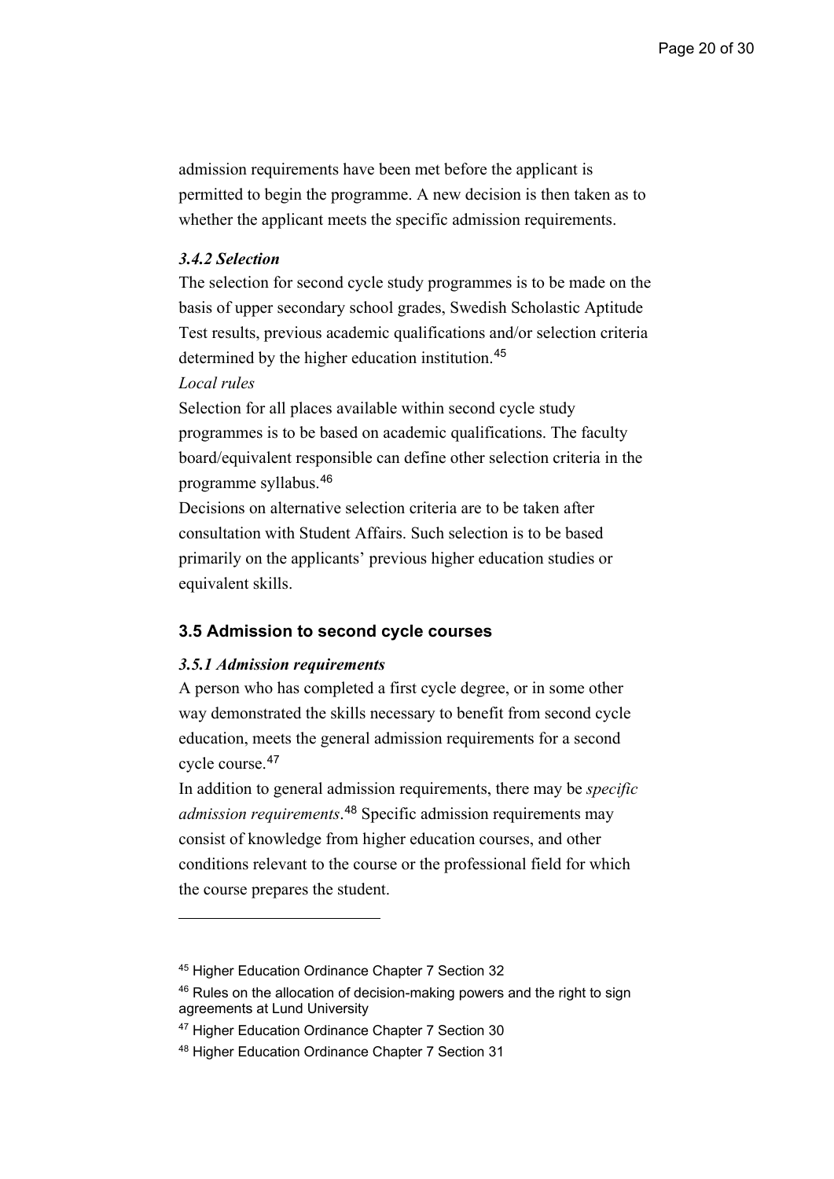admission requirements have been met before the applicant is permitted to begin the programme. A new decision is then taken as to whether the applicant meets the specific admission requirements.

#### *3.4.2 Selection*

The selection for second cycle study programmes is to be made on the basis of upper secondary school grades, Swedish Scholastic Aptitude Test results, previous academic qualifications and/or selection criteria determined by the higher education institution.[45]

*Local rules*

Selection for all places available within second cycle study programmes is to be based on academic qualifications. The faculty board/equivalent responsible can define other selection criteria in the programme syllabus.[46]

Decisions on alternative selection criteria are to be taken after consultation with Student Affairs. Such selection is to be based primarily on the applicants' previous higher education studies or equivalent skills.

### 3.5 Admission to second cycle courses

#### *3.5.1 Admission requirements*

A person who has completed a first cycle degree, or in some other way demonstrated the skills necessary to benefit from second cycle education, meets the general admission requirements for a second cycle course.[47]

In addition to general admission requirements, there may be *specific admission requirements*.[48] Specific admission requirements may consist of knowledge from higher education courses, and other conditions relevant to the course or the professional field for which the course prepares the student.

---

[45] Higher Education Ordinance Chapter 7 Section 32

[46] Rules on the allocation of decision-making powers and the right to sign agreements at Lund University

[47] Higher Education Ordinance Chapter 7 Section 30

[48] Higher Education Ordinance Chapter 7 Section 31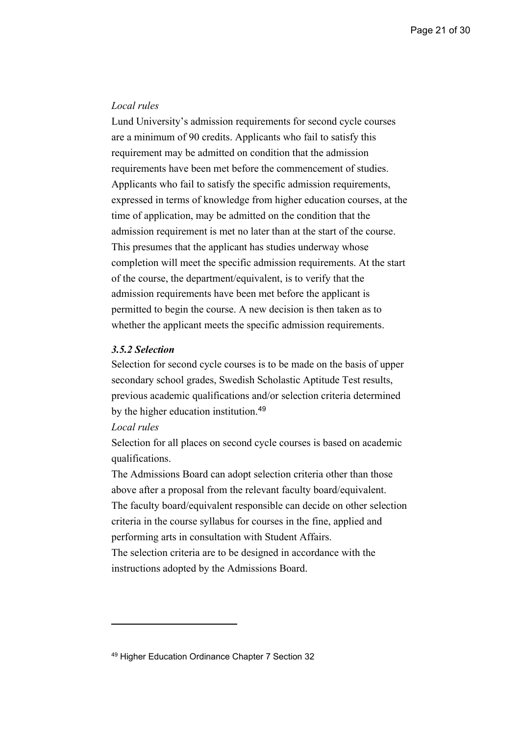*Local rules*

Lund University's admission requirements for second cycle courses are a minimum of 90 credits. Applicants who fail to satisfy this requirement may be admitted on condition that the admission requirements have been met before the commencement of studies. Applicants who fail to satisfy the specific admission requirements, expressed in terms of knowledge from higher education courses, at the time of application, may be admitted on the condition that the admission requirement is met no later than at the start of the course. This presumes that the applicant has studies underway whose completion will meet the specific admission requirements. At the start of the course, the department/equivalent, is to verify that the admission requirements have been met before the applicant is permitted to begin the course. A new decision is then taken as to whether the applicant meets the specific admission requirements.

#### *3.5.2 Selection*

Selection for second cycle courses is to be made on the basis of upper secondary school grades, Swedish Scholastic Aptitude Test results, previous academic qualifications and/or selection criteria determined by the higher education institution.[49]

*Local rules*

Selection for all places on second cycle courses is based on academic qualifications.

The Admissions Board can adopt selection criteria other than those above after a proposal from the relevant faculty board/equivalent.

The faculty board/equivalent responsible can decide on other selection criteria in the course syllabus for courses in the fine, applied and performing arts in consultation with Student Affairs.

The selection criteria are to be designed in accordance with the instructions adopted by the Admissions Board.

---

[49] Higher Education Ordinance Chapter 7 Section 32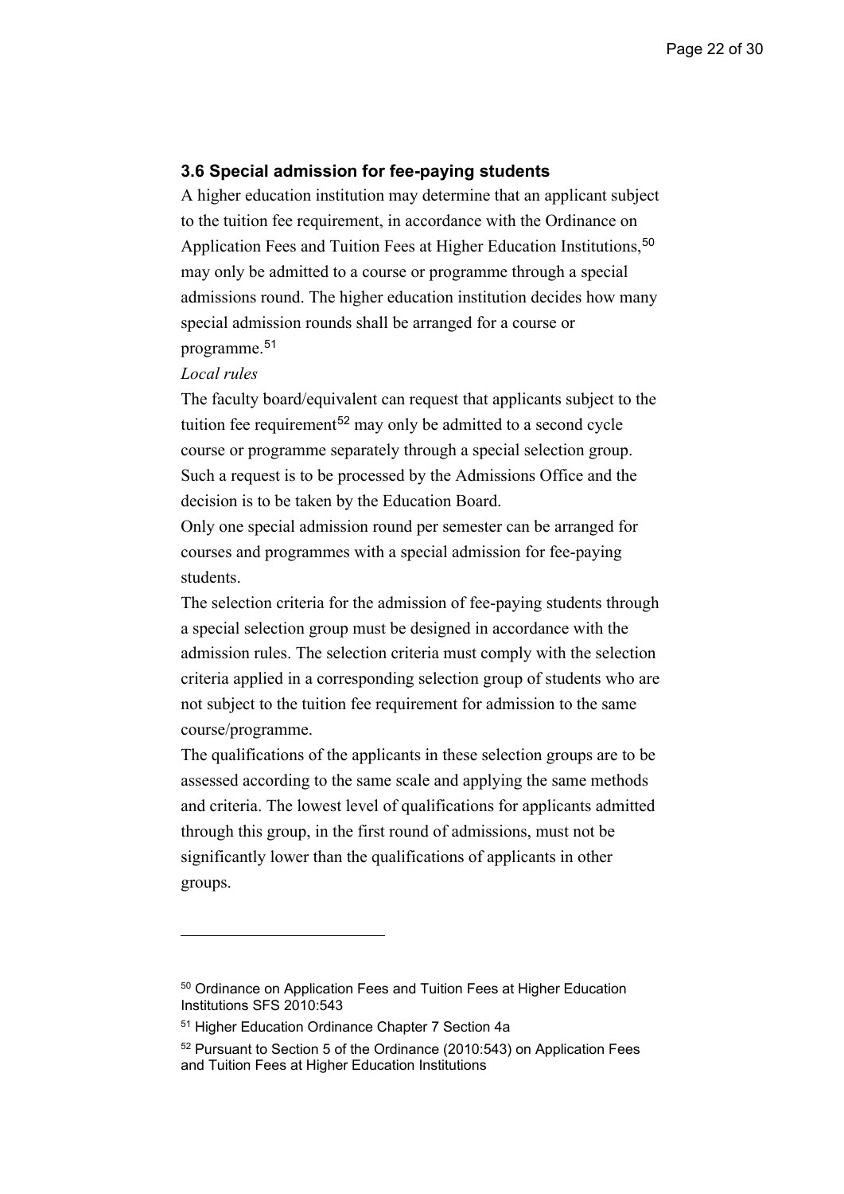### 3.6 Special admission for fee-paying students

A higher education institution may determine that an applicant subject to the tuition fee requirement, in accordance with the Ordinance on Application Fees and Tuition Fees at Higher Education Institutions,[50] may only be admitted to a course or programme through a special admissions round. The higher education institution decides how many special admission rounds shall be arranged for a course or programme.[51]

*Local rules*

The faculty board/equivalent can request that applicants subject to the tuition fee requirement[52] may only be admitted to a second cycle course or programme separately through a special selection group. Such a request is to be processed by the Admissions Office and the decision is to be taken by the Education Board.

Only one special admission round per semester can be arranged for courses and programmes with a special admission for fee-paying students.

The selection criteria for the admission of fee-paying students through a special selection group must be designed in accordance with the admission rules. The selection criteria must comply with the selection criteria applied in a corresponding selection group of students who are not subject to the tuition fee requirement for admission to the same course/programme.

The qualifications of the applicants in these selection groups are to be assessed according to the same scale and applying the same methods and criteria. The lowest level of qualifications for applicants admitted through this group, in the first round of admissions, must not be significantly lower than the qualifications of applicants in other groups.

---

[50] Ordinance on Application Fees and Tuition Fees at Higher Education Institutions SFS 2010:543

[51] Higher Education Ordinance Chapter 7 Section 4a

[52] Pursuant to Section 5 of the Ordinance (2010:543) on Application Fees and Tuition Fees at Higher Education Institutions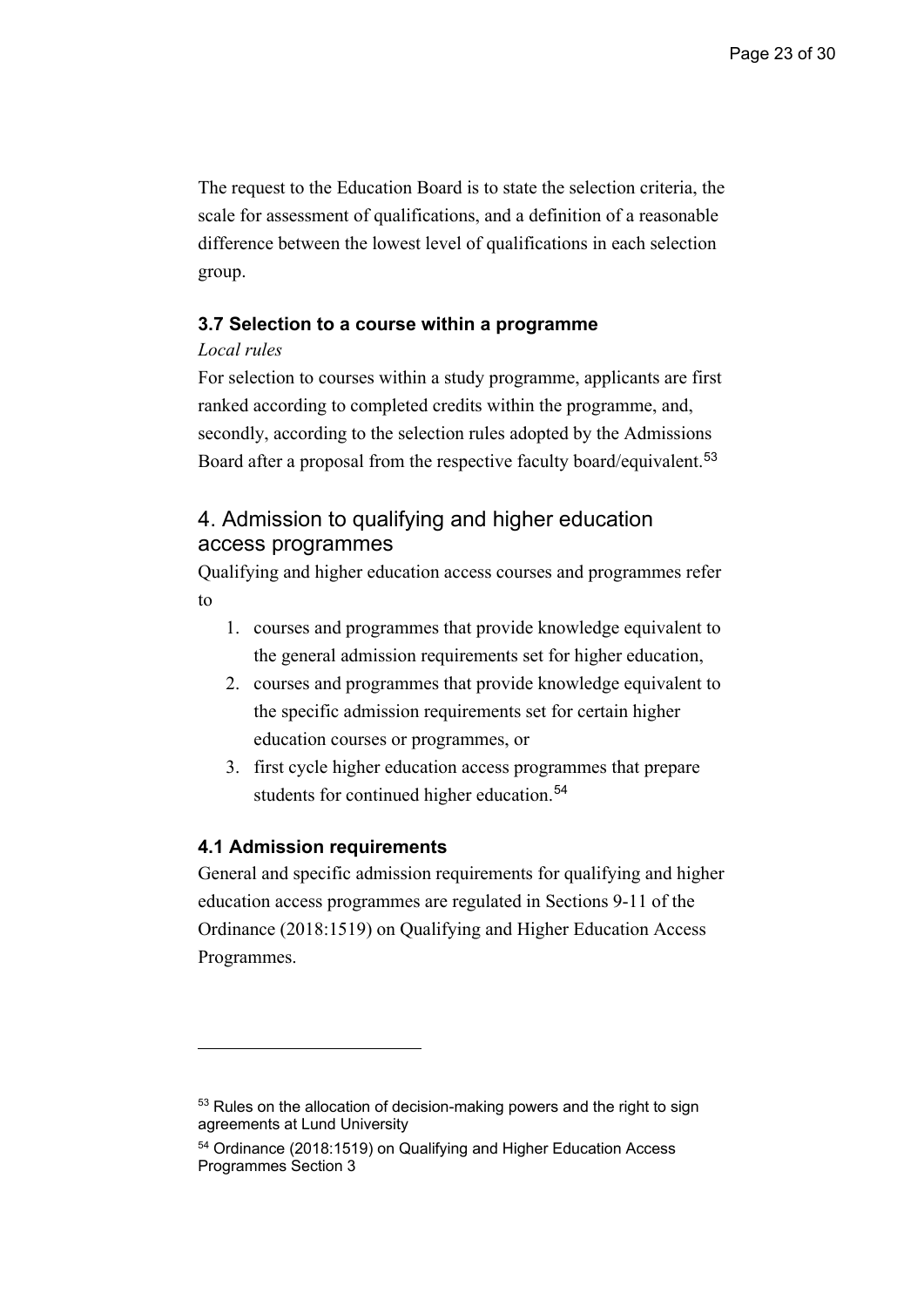The request to the Education Board is to state the selection criteria, the scale for assessment of qualifications, and a definition of a reasonable difference between the lowest level of qualifications in each selection group.

### 3.7 Selection to a course within a programme

*Local rules*

For selection to courses within a study programme, applicants are first ranked according to completed credits within the programme, and, secondly, according to the selection rules adopted by the Admissions Board after a proposal from the respective faculty board/equivalent.[53]

## 4. Admission to qualifying and higher education access programmes

Qualifying and higher education access courses and programmes refer to

1. courses and programmes that provide knowledge equivalent to the general admission requirements set for higher education,
2. courses and programmes that provide knowledge equivalent to the specific admission requirements set for certain higher education courses or programmes, or
3. first cycle higher education access programmes that prepare students for continued higher education.[54]

### 4.1 Admission requirements

General and specific admission requirements for qualifying and higher education access programmes are regulated in Sections 9-11 of the Ordinance (2018:1519) on Qualifying and Higher Education Access Programmes.

---

[53] Rules on the allocation of decision-making powers and the right to sign agreements at Lund University

[54] Ordinance (2018:1519) on Qualifying and Higher Education Access Programmes Section 3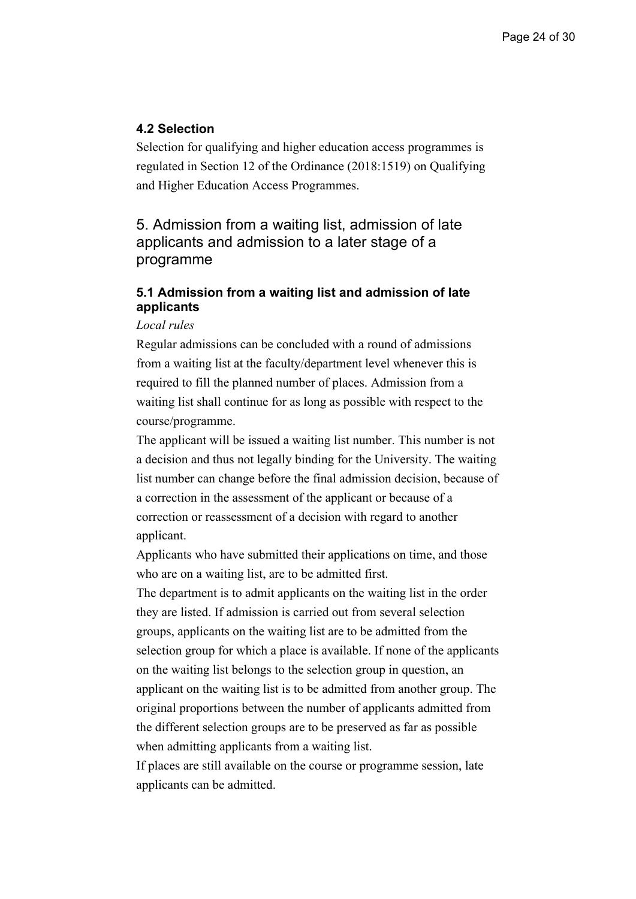### 4.2 Selection

Selection for qualifying and higher education access programmes is regulated in Section 12 of the Ordinance (2018:1519) on Qualifying and Higher Education Access Programmes.

## 5. Admission from a waiting list, admission of late applicants and admission to a later stage of a programme

### 5.1 Admission from a waiting list and admission of late applicants

*Local rules*

Regular admissions can be concluded with a round of admissions from a waiting list at the faculty/department level whenever this is required to fill the planned number of places. Admission from a waiting list shall continue for as long as possible with respect to the course/programme.

The applicant will be issued a waiting list number. This number is not a decision and thus not legally binding for the University. The waiting list number can change before the final admission decision, because of a correction in the assessment of the applicant or because of a correction or reassessment of a decision with regard to another applicant.

Applicants who have submitted their applications on time, and those who are on a waiting list, are to be admitted first.

The department is to admit applicants on the waiting list in the order they are listed. If admission is carried out from several selection groups, applicants on the waiting list are to be admitted from the selection group for which a place is available. If none of the applicants on the waiting list belongs to the selection group in question, an applicant on the waiting list is to be admitted from another group. The original proportions between the number of applicants admitted from the different selection groups are to be preserved as far as possible when admitting applicants from a waiting list.

If places are still available on the course or programme session, late applicants can be admitted.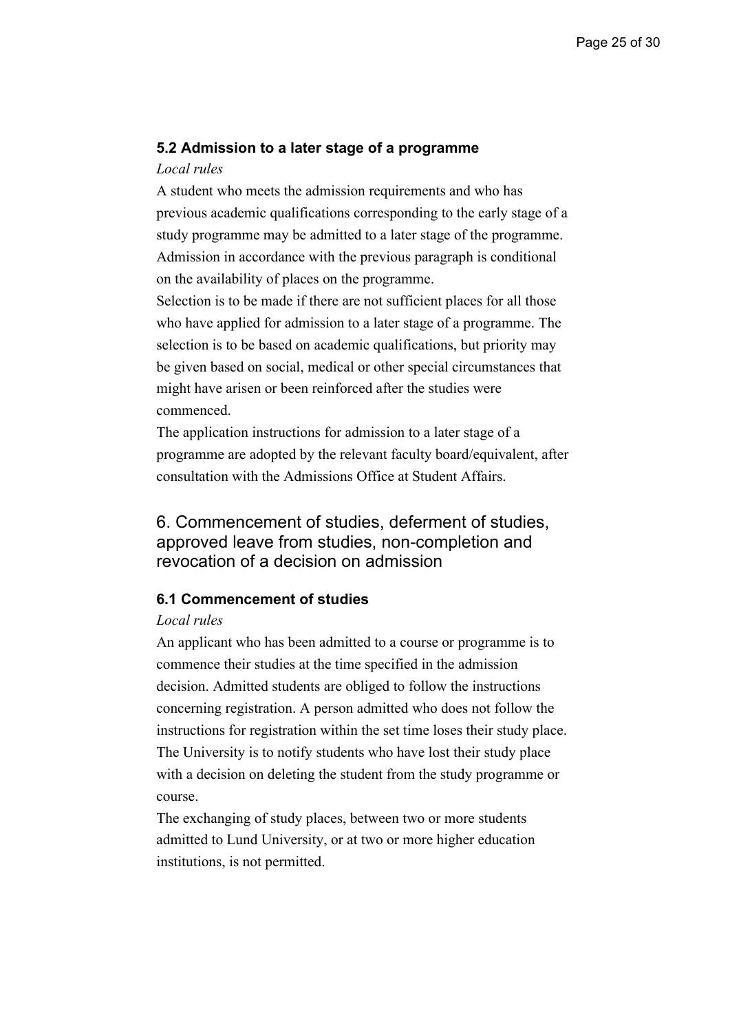### 5.2 Admission to a later stage of a programme

*Local rules*

A student who meets the admission requirements and who has previous academic qualifications corresponding to the early stage of a study programme may be admitted to a later stage of the programme. Admission in accordance with the previous paragraph is conditional on the availability of places on the programme.

Selection is to be made if there are not sufficient places for all those who have applied for admission to a later stage of a programme. The selection is to be based on academic qualifications, but priority may be given based on social, medical or other special circumstances that might have arisen or been reinforced after the studies were commenced.

The application instructions for admission to a later stage of a programme are adopted by the relevant faculty board/equivalent, after consultation with the Admissions Office at Student Affairs.

## 6. Commencement of studies, deferment of studies, approved leave from studies, non-completion and revocation of a decision on admission

### 6.1 Commencement of studies

*Local rules*

An applicant who has been admitted to a course or programme is to commence their studies at the time specified in the admission decision. Admitted students are obliged to follow the instructions concerning registration. A person admitted who does not follow the instructions for registration within the set time loses their study place. The University is to notify students who have lost their study place with a decision on deleting the student from the study programme or course.

The exchanging of study places, between two or more students admitted to Lund University, or at two or more higher education institutions, is not permitted.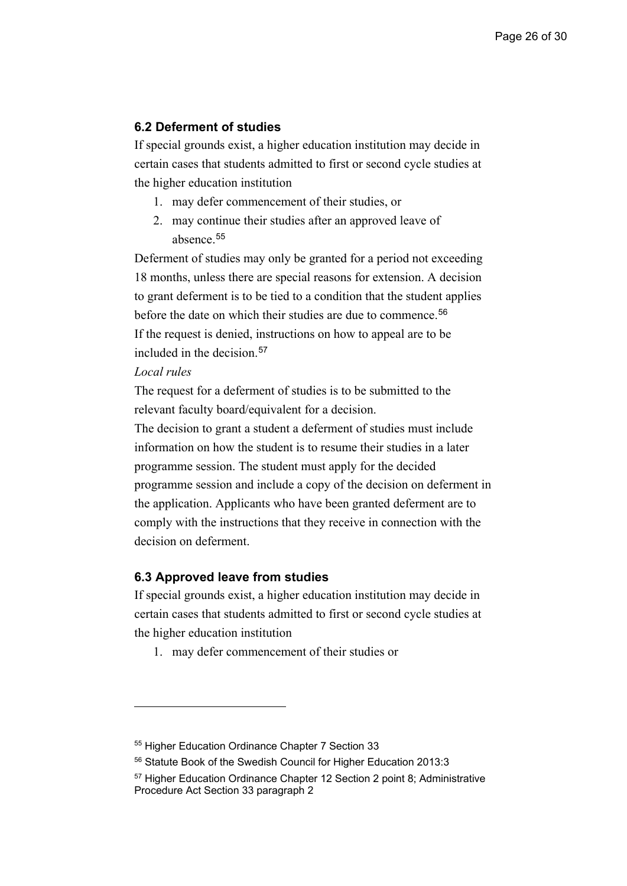### 6.2 Deferment of studies

If special grounds exist, a higher education institution may decide in certain cases that students admitted to first or second cycle studies at the higher education institution

1. may defer commencement of their studies, or
2. may continue their studies after an approved leave of absence.[55]

Deferment of studies may only be granted for a period not exceeding 18 months, unless there are special reasons for extension. A decision to grant deferment is to be tied to a condition that the student applies before the date on which their studies are due to commence.[56]

If the request is denied, instructions on how to appeal are to be included in the decision.[57]

*Local rules*

The request for a deferment of studies is to be submitted to the relevant faculty board/equivalent for a decision.

The decision to grant a student a deferment of studies must include information on how the student is to resume their studies in a later programme session. The student must apply for the decided programme session and include a copy of the decision on deferment in the application. Applicants who have been granted deferment are to comply with the instructions that they receive in connection with the decision on deferment.

### 6.3 Approved leave from studies

If special grounds exist, a higher education institution may decide in certain cases that students admitted to first or second cycle studies at the higher education institution

1. may defer commencement of their studies or

---

[55] Higher Education Ordinance Chapter 7 Section 33

[56] Statute Book of the Swedish Council for Higher Education 2013:3

[57] Higher Education Ordinance Chapter 12 Section 2 point 8; Administrative Procedure Act Section 33 paragraph 2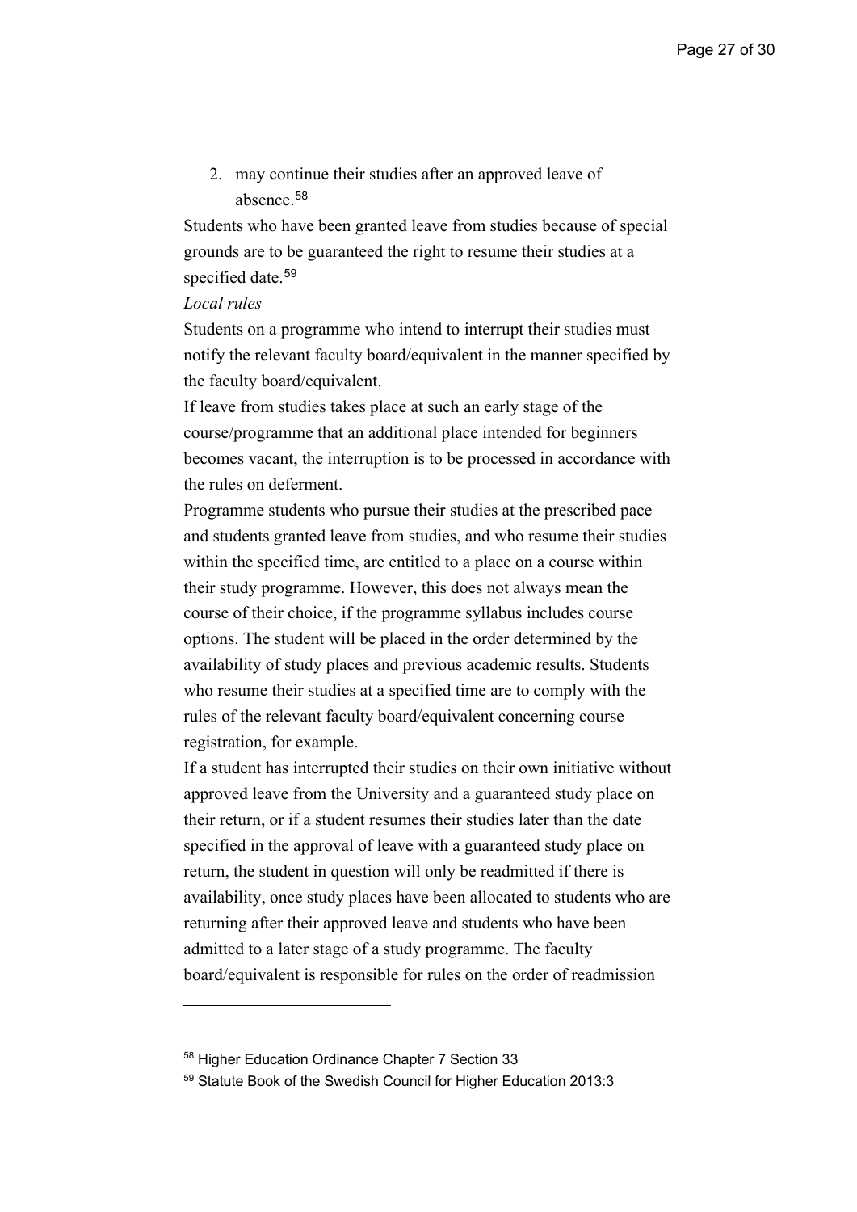2. may continue their studies after an approved leave of absence.[58]

Students who have been granted leave from studies because of special grounds are to be guaranteed the right to resume their studies at a specified date.[59]

*Local rules*

Students on a programme who intend to interrupt their studies must notify the relevant faculty board/equivalent in the manner specified by the faculty board/equivalent.

If leave from studies takes place at such an early stage of the course/programme that an additional place intended for beginners becomes vacant, the interruption is to be processed in accordance with the rules on deferment.

Programme students who pursue their studies at the prescribed pace and students granted leave from studies, and who resume their studies within the specified time, are entitled to a place on a course within their study programme. However, this does not always mean the course of their choice, if the programme syllabus includes course options. The student will be placed in the order determined by the availability of study places and previous academic results. Students who resume their studies at a specified time are to comply with the rules of the relevant faculty board/equivalent concerning course registration, for example.

If a student has interrupted their studies on their own initiative without approved leave from the University and a guaranteed study place on their return, or if a student resumes their studies later than the date specified in the approval of leave with a guaranteed study place on return, the student in question will only be readmitted if there is availability, once study places have been allocated to students who are returning after their approved leave and students who have been admitted to a later stage of a study programme. The faculty board/equivalent is responsible for rules on the order of readmission

---

[58] Higher Education Ordinance Chapter 7 Section 33

[59] Statute Book of the Swedish Council for Higher Education 2013:3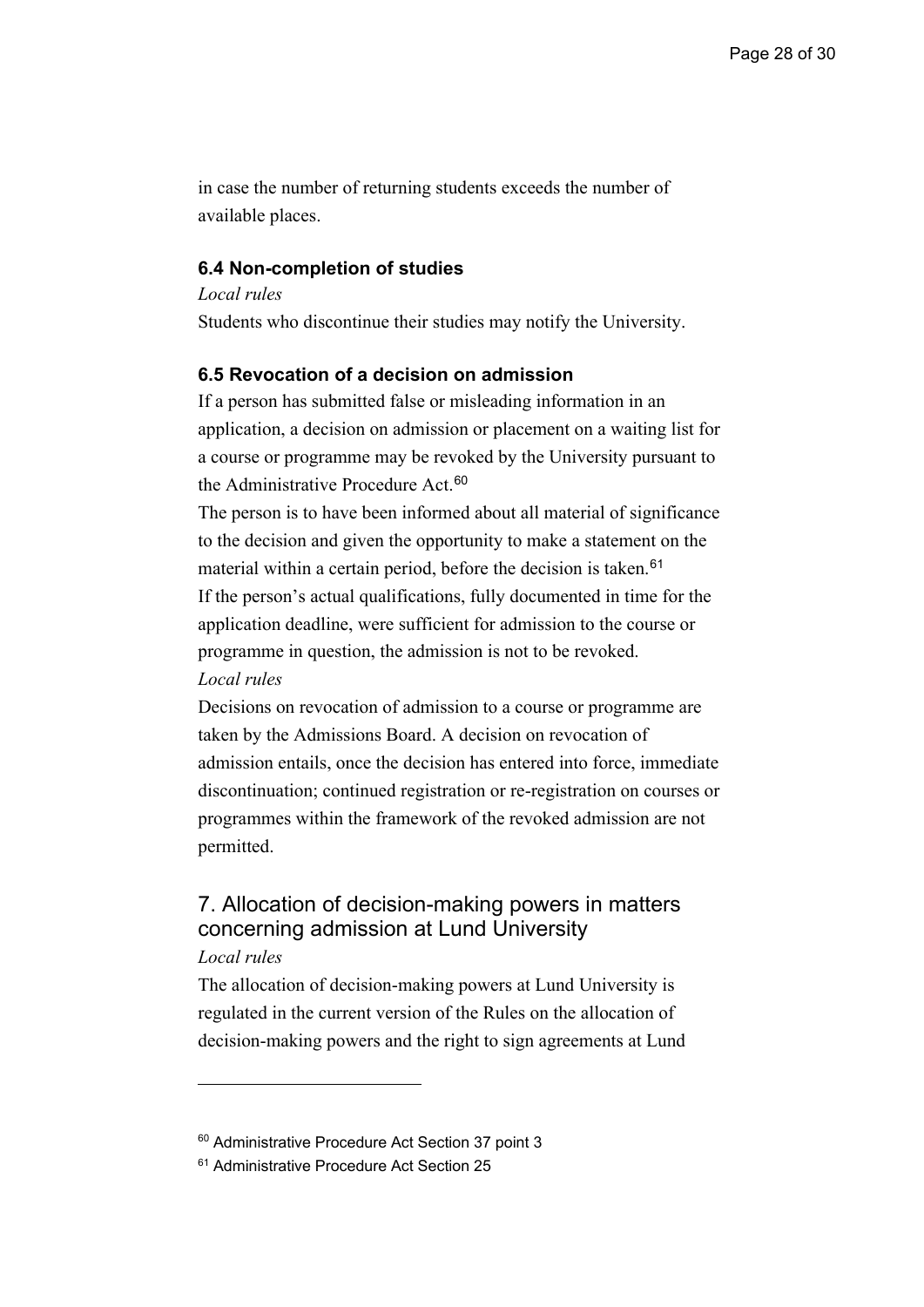in case the number of returning students exceeds the number of available places.

### 6.4 Non-completion of studies

*Local rules*

Students who discontinue their studies may notify the University.

### 6.5 Revocation of a decision on admission

If a person has submitted false or misleading information in an application, a decision on admission or placement on a waiting list for a course or programme may be revoked by the University pursuant to the Administrative Procedure Act.[60]

The person is to have been informed about all material of significance to the decision and given the opportunity to make a statement on the material within a certain period, before the decision is taken.[61]

If the person's actual qualifications, fully documented in time for the application deadline, were sufficient for admission to the course or programme in question, the admission is not to be revoked.

*Local rules*

Decisions on revocation of admission to a course or programme are taken by the Admissions Board. A decision on revocation of admission entails, once the decision has entered into force, immediate discontinuation; continued registration or re-registration on courses or programmes within the framework of the revoked admission are not permitted.

## 7. Allocation of decision-making powers in matters concerning admission at Lund University

*Local rules*

The allocation of decision-making powers at Lund University is regulated in the current version of the Rules on the allocation of decision-making powers and the right to sign agreements at Lund

---

[60] Administrative Procedure Act Section 37 point 3

[61] Administrative Procedure Act Section 25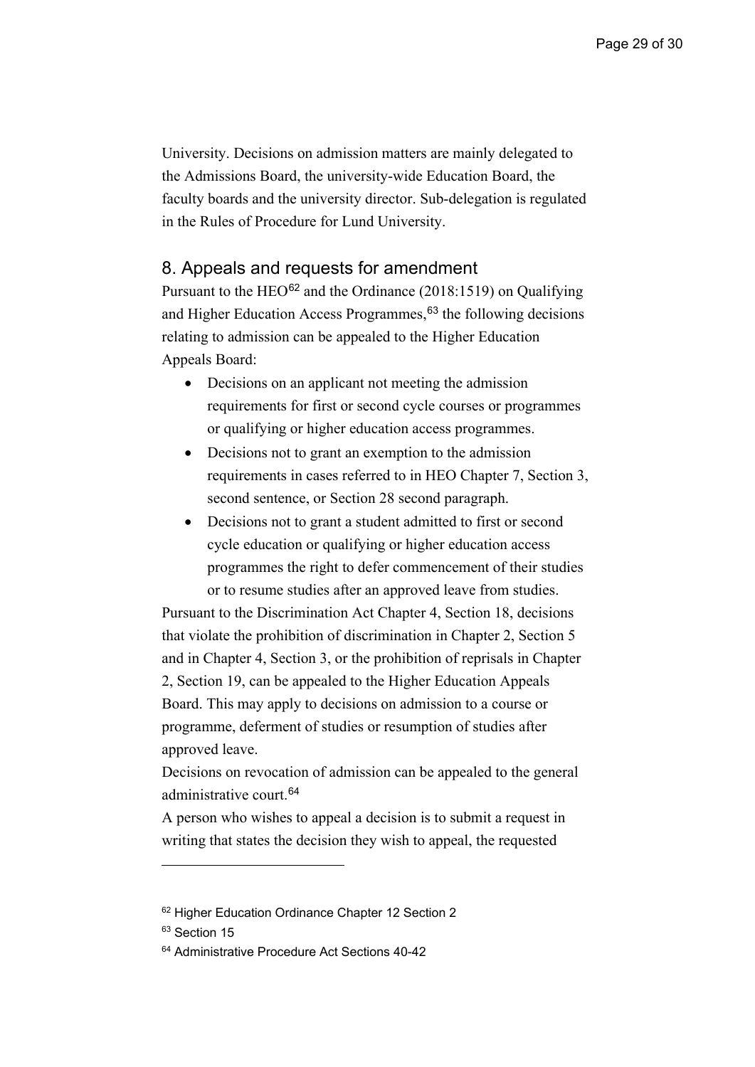University. Decisions on admission matters are mainly delegated to the Admissions Board, the university-wide Education Board, the faculty boards and the university director. Sub-delegation is regulated in the Rules of Procedure for Lund University.

## 8. Appeals and requests for amendment

Pursuant to the HEO[62] and the Ordinance (2018:1519) on Qualifying and Higher Education Access Programmes,[63] the following decisions relating to admission can be appealed to the Higher Education Appeals Board:

- Decisions on an applicant not meeting the admission requirements for first or second cycle courses or programmes or qualifying or higher education access programmes.
- Decisions not to grant an exemption to the admission requirements in cases referred to in HEO Chapter 7, Section 3, second sentence, or Section 28 second paragraph.
- Decisions not to grant a student admitted to first or second cycle education or qualifying or higher education access programmes the right to defer commencement of their studies or to resume studies after an approved leave from studies.

Pursuant to the Discrimination Act Chapter 4, Section 18, decisions that violate the prohibition of discrimination in Chapter 2, Section 5 and in Chapter 4, Section 3, or the prohibition of reprisals in Chapter 2, Section 19, can be appealed to the Higher Education Appeals Board. This may apply to decisions on admission to a course or programme, deferment of studies or resumption of studies after approved leave.

Decisions on revocation of admission can be appealed to the general administrative court.[64]

A person who wishes to appeal a decision is to submit a request in writing that states the decision they wish to appeal, the requested

---

[62] Higher Education Ordinance Chapter 12 Section 2

[63] Section 15

[64] Administrative Procedure Act Sections 40-42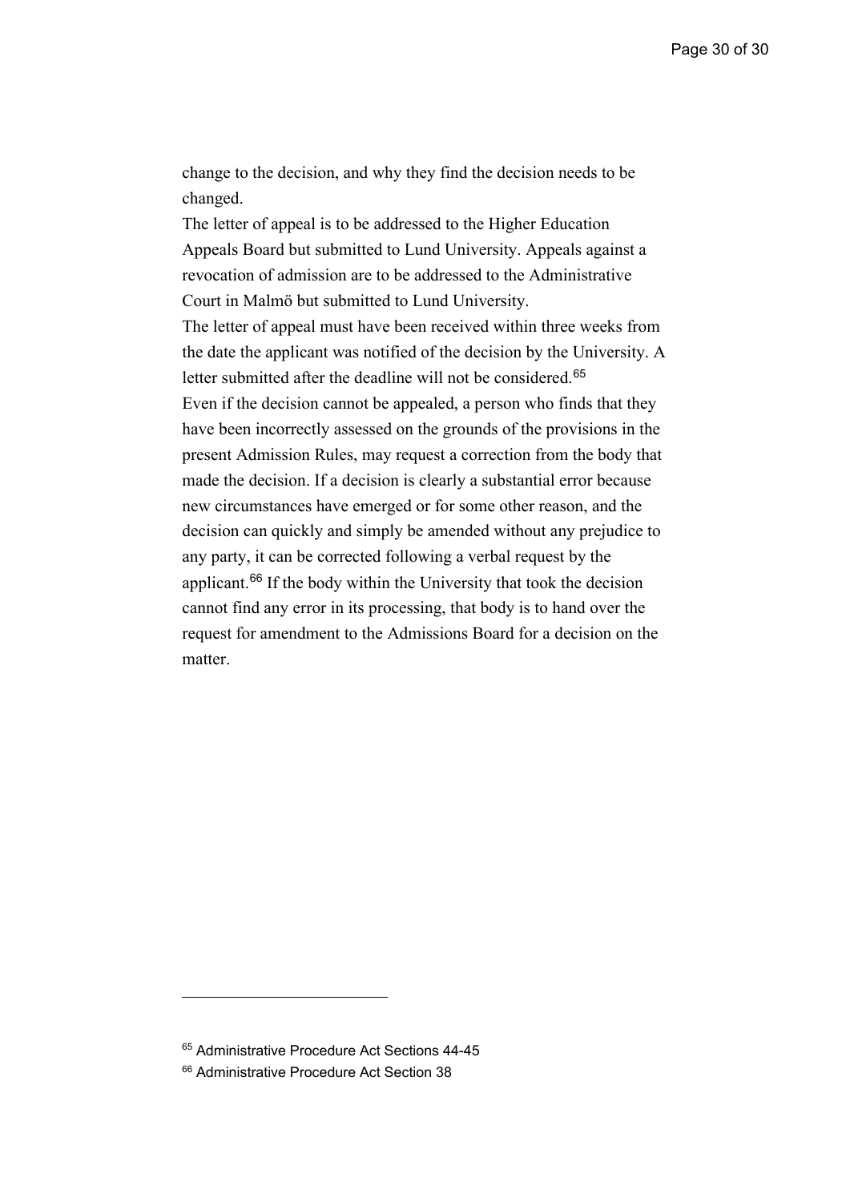change to the decision, and why they find the decision needs to be changed.

The letter of appeal is to be addressed to the Higher Education Appeals Board but submitted to Lund University. Appeals against a revocation of admission are to be addressed to the Administrative Court in Malmö but submitted to Lund University.

The letter of appeal must have been received within three weeks from the date the applicant was notified of the decision by the University. A letter submitted after the deadline will not be considered.[65]

Even if the decision cannot be appealed, a person who finds that they have been incorrectly assessed on the grounds of the provisions in the present Admission Rules, may request a correction from the body that made the decision. If a decision is clearly a substantial error because new circumstances have emerged or for some other reason, and the decision can quickly and simply be amended without any prejudice to any party, it can be corrected following a verbal request by the applicant.[66] If the body within the University that took the decision cannot find any error in its processing, that body is to hand over the request for amendment to the Admissions Board for a decision on the matter.

---

[65] Administrative Procedure Act Sections 44-45

[66] Administrative Procedure Act Section 38